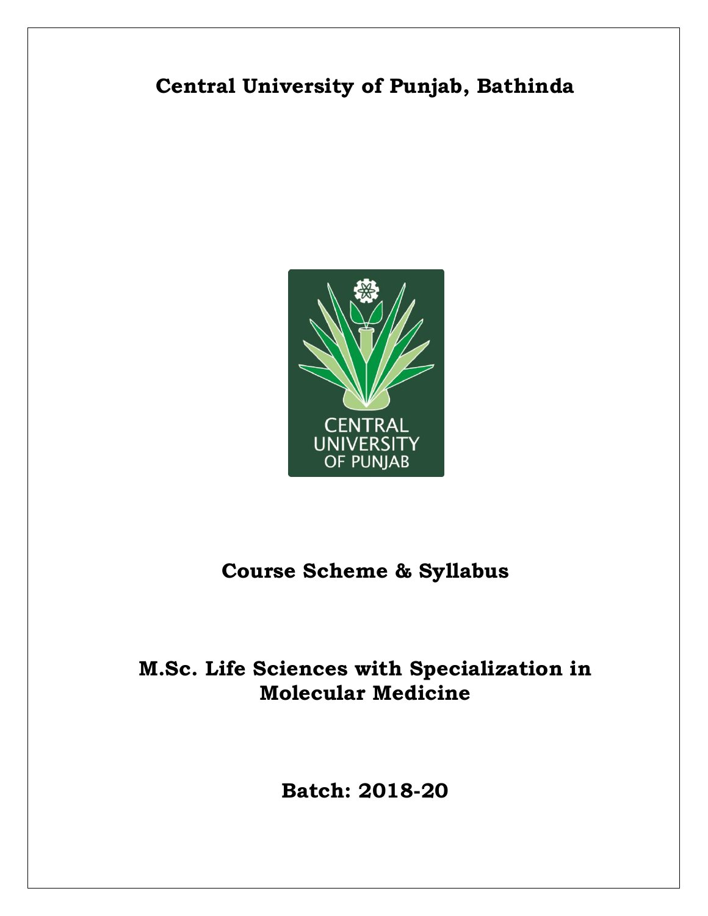# Central University of Punjab, Bathinda

# Course Scheme & Syllabus

# M.Sc. Life Sciences with Specialization in Molecular Medicine

# Batch: 2018-20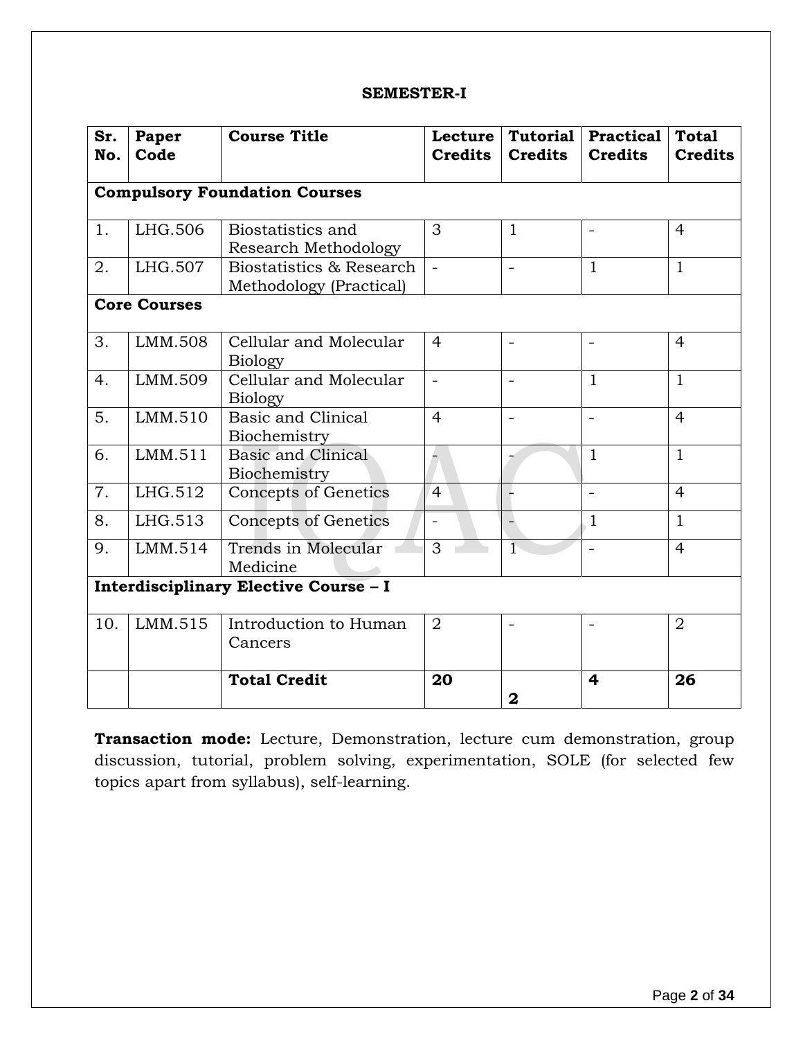## SEMESTER-I

| Sr. No. | Paper Code | Course Title | Lecture Credits | Tutorial Credits | Practical Credits | Total Credits |
|---|---|---|---|---|---|---|
| **Compulsory Foundation Courses** | | | | | | |
| 1. | LHG.506 | Biostatistics and Research Methodology | 3 | 1 | - | 4 |
| 2. | LHG.507 | Biostatistics & Research Methodology (Practical) | - | - | 1 | 1 |
| **Core Courses** | | | | | | |
| 3. | LMM.508 | Cellular and Molecular Biology | 4 | - | - | 4 |
| 4. | LMM.509 | Cellular and Molecular Biology | - | - | 1 | 1 |
| 5. | LMM.510 | Basic and Clinical Biochemistry | 4 | - | - | 4 |
| 6. | LMM.511 | Basic and Clinical Biochemistry | - | - | 1 | 1 |
| 7. | LHG.512 | Concepts of Genetics | 4 | - | - | 4 |
| 8. | LHG.513 | Concepts of Genetics | - | - | 1 | 1 |
| 9. | LMM.514 | Trends in Molecular Medicine | 3 | 1 | - | 4 |
| **Interdisciplinary Elective Course – I** | | | | | | |
| 10. | LMM.515 | Introduction to Human Cancers | 2 | - | - | 2 |
| | | **Total Credit** | **20** | **2** | **4** | **26** |

**Transaction mode:** Lecture, Demonstration, lecture cum demonstration, group discussion, tutorial, problem solving, experimentation, SOLE (for selected few topics apart from syllabus), self-learning.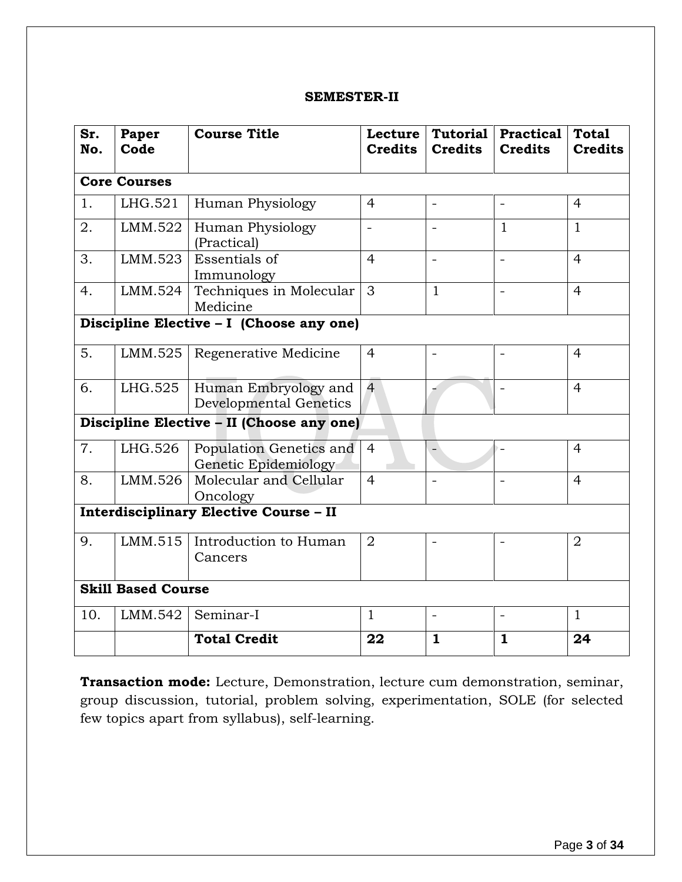## SEMESTER-II

| Sr. No. | Paper Code | Course Title | Lecture Credits | Tutorial Credits | Practical Credits | Total Credits |
|---|---|---|---|---|---|---|
| **Core Courses** | | | | | | |
| 1. | LHG.521 | Human Physiology | 4 | - | - | 4 |
| 2. | LMM.522 | Human Physiology (Practical) | - | - | 1 | 1 |
| 3. | LMM.523 | Essentials of Immunology | 4 | - | - | 4 |
| 4. | LMM.524 | Techniques in Molecular Medicine | 3 | 1 | - | 4 |
| **Discipline Elective – I (Choose any one)** | | | | | | |
| 5. | LMM.525 | Regenerative Medicine | 4 | - | - | 4 |
| 6. | LHG.525 | Human Embryology and Developmental Genetics | 4 | - | - | 4 |
| **Discipline Elective – II (Choose any one)** | | | | | | |
| 7. | LHG.526 | Population Genetics and Genetic Epidemiology | 4 | - | - | 4 |
| 8. | LMM.526 | Molecular and Cellular Oncology | 4 | - | - | 4 |
| **Interdisciplinary Elective Course – II** | | | | | | |
| 9. | LMM.515 | Introduction to Human Cancers | 2 | - | - | 2 |
| **Skill Based Course** | | | | | | |
| 10. | LMM.542 | Seminar-I | 1 | - | - | 1 |
| | | **Total Credit** | **22** | **1** | **1** | **24** |

**Transaction mode:** Lecture, Demonstration, lecture cum demonstration, seminar, group discussion, tutorial, problem solving, experimentation, SOLE (for selected few topics apart from syllabus), self-learning.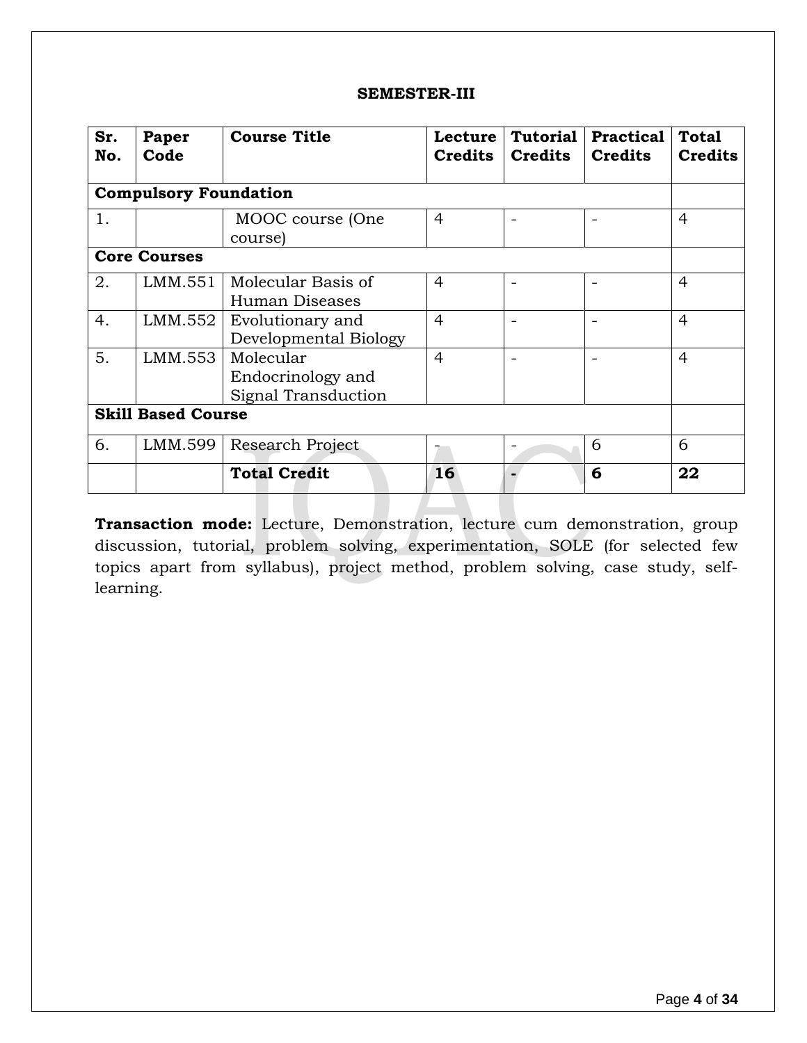**SEMESTER-III**

| Sr. No. | Paper Code | Course Title | Lecture Credits | Tutorial Credits | Practical Credits | Total Credits |
|---|---|---|---|---|---|---|
| **Compulsory Foundation** | | | | | | |
| 1. | | MOOC course (One course) | 4 | - | - | 4 |
| **Core Courses** | | | | | | |
| 2. | LMM.551 | Molecular Basis of Human Diseases | 4 | - | - | 4 |
| 4. | LMM.552 | Evolutionary and Developmental Biology | 4 | - | - | 4 |
| 5. | LMM.553 | Molecular Endocrinology and Signal Transduction | 4 | - | - | 4 |
| **Skill Based Course** | | | | | | |
| 6. | LMM.599 | Research Project | - | - | 6 | 6 |
| | | **Total Credit** | **16** | **-** | **6** | **22** |

**Transaction mode:** Lecture, Demonstration, lecture cum demonstration, group discussion, tutorial, problem solving, experimentation, SOLE (for selected few topics apart from syllabus), project method, problem solving, case study, self-learning.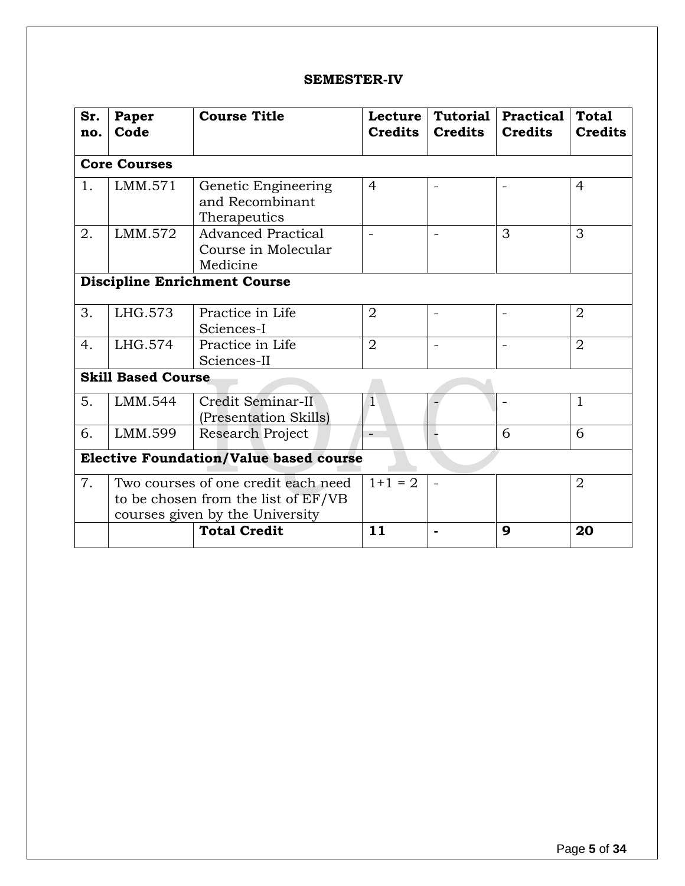**SEMESTER-IV**

| Sr. no. | Paper Code | Course Title | Lecture Credits | Tutorial Credits | Practical Credits | Total Credits |
|---|---|---|---|---|---|---|
| **Core Courses** | | | | | | |
| 1. | LMM.571 | Genetic Engineering and Recombinant Therapeutics | 4 | - | - | 4 |
| 2. | LMM.572 | Advanced Practical Course in Molecular Medicine | - | - | 3 | 3 |
| **Discipline Enrichment Course** | | | | | | |
| 3. | LHG.573 | Practice in Life Sciences-I | 2 | - | - | 2 |
| 4. | LHG.574 | Practice in Life Sciences-II | 2 | - | - | 2 |
| **Skill Based Course** | | | | | | |
| 5. | LMM.544 | Credit Seminar-II (Presentation Skills) | 1 | - | - | 1 |
| 6. | LMM.599 | Research Project | - | - | 6 | 6 |
| **Elective Foundation/Value based course** | | | | | | |
| 7. | Two courses of one credit each need to be chosen from the list of EF/VB courses given by the University | | 1+1 = 2 | - | | 2 |
| | | **Total Credit** | **11** | **-** | **9** | **20** |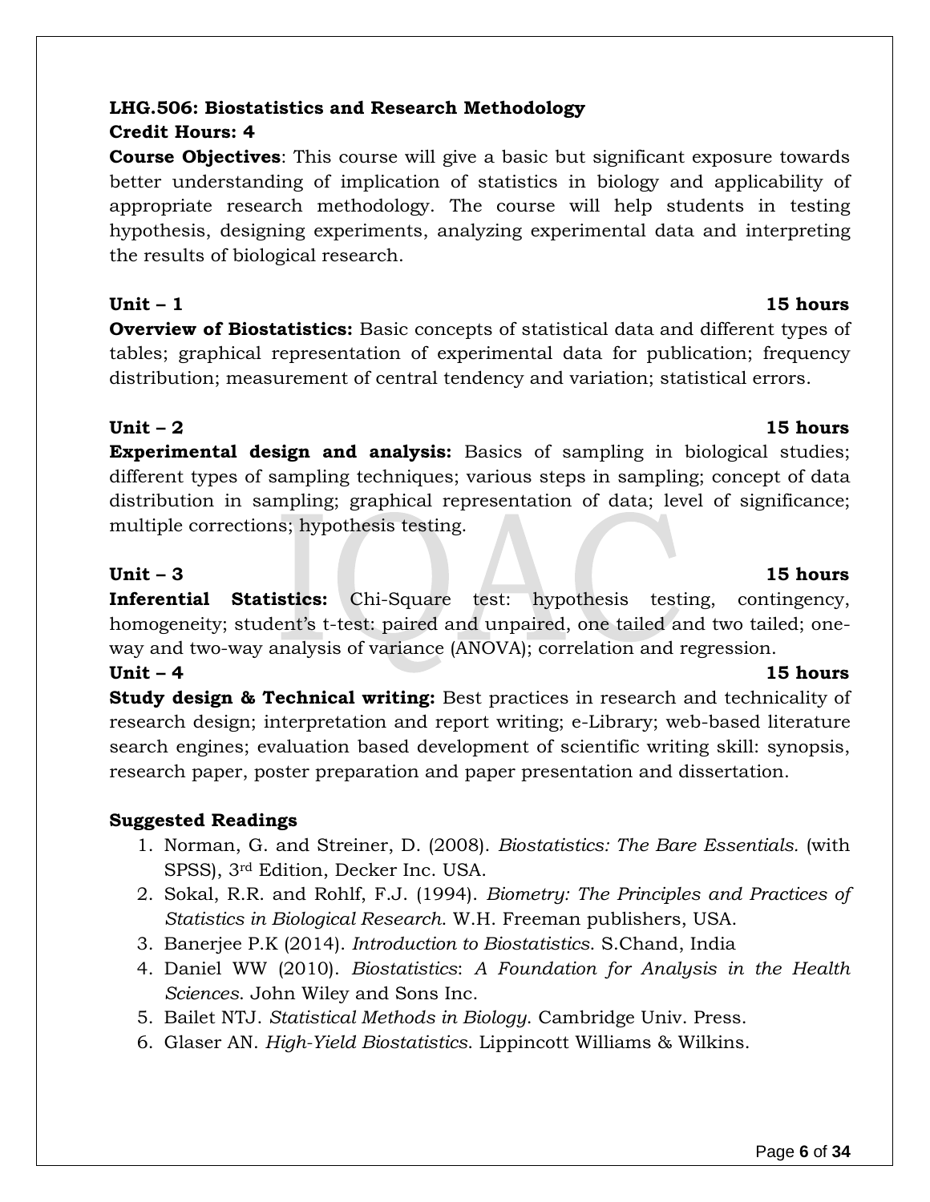**LHG.506: Biostatistics and Research Methodology**
**Credit Hours: 4**

**Course Objectives**: This course will give a basic but significant exposure towards better understanding of implication of statistics in biology and applicability of appropriate research methodology. The course will help students in testing hypothesis, designing experiments, analyzing experimental data and interpreting the results of biological research.

**Unit – 1** **15 hours**

**Overview of Biostatistics:** Basic concepts of statistical data and different types of tables; graphical representation of experimental data for publication; frequency distribution; measurement of central tendency and variation; statistical errors.

**Unit – 2** **15 hours**

**Experimental design and analysis:** Basics of sampling in biological studies; different types of sampling techniques; various steps in sampling; concept of data distribution in sampling; graphical representation of data; level of significance; multiple corrections; hypothesis testing.

**Unit – 3** **15 hours**

**Inferential Statistics:** Chi-Square test: hypothesis testing, contingency, homogeneity; student's t-test: paired and unpaired, one tailed and two tailed; one-way and two-way analysis of variance (ANOVA); correlation and regression.

**Unit – 4** **15 hours**

**Study design & Technical writing:** Best practices in research and technicality of research design; interpretation and report writing; e-Library; web-based literature search engines; evaluation based development of scientific writing skill: synopsis, research paper, poster preparation and paper presentation and dissertation.

**Suggested Readings**

1. Norman, G. and Streiner, D. (2008). *Biostatistics: The Bare Essentials.* (with SPSS), 3rd Edition, Decker Inc. USA.
2. Sokal, R.R. and Rohlf, F.J. (1994). *Biometry: The Principles and Practices of Statistics in Biological Research*. W.H. Freeman publishers, USA.
3. Banerjee P.K (2014). *Introduction to Biostatistics*. S.Chand, India
4. Daniel WW (2010). *Biostatistics*: *A Foundation for Analysis in the Health Sciences*. John Wiley and Sons Inc.
5. Bailet NTJ. *Statistical Methods in Biology*. Cambridge Univ. Press.
6. Glaser AN. *High-Yield Biostatistics*. Lippincott Williams & Wilkins.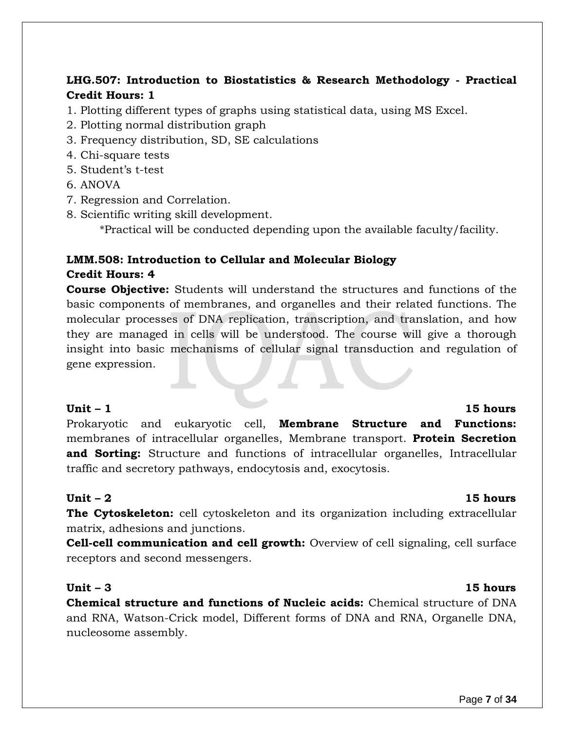**LHG.507: Introduction to Biostatistics & Research Methodology - Practical**
**Credit Hours: 1**

1. Plotting different types of graphs using statistical data, using MS Excel.
2. Plotting normal distribution graph
3. Frequency distribution, SD, SE calculations
4. Chi-square tests
5. Student's t-test
6. ANOVA
7. Regression and Correlation.
8. Scientific writing skill development.

*Practical will be conducted depending upon the available faculty/facility.

**LMM.508: Introduction to Cellular and Molecular Biology**
**Credit Hours: 4**

**Course Objective:** Students will understand the structures and functions of the basic components of membranes, and organelles and their related functions. The molecular processes of DNA replication, transcription, and translation, and how they are managed in cells will be understood. The course will give a thorough insight into basic mechanisms of cellular signal transduction and regulation of gene expression.

**Unit – 1** **15 hours**

Prokaryotic and eukaryotic cell, **Membrane Structure and Functions:** membranes of intracellular organelles, Membrane transport. **Protein Secretion and Sorting:** Structure and functions of intracellular organelles, Intracellular traffic and secretory pathways, endocytosis and, exocytosis.

**Unit – 2** **15 hours**

**The Cytoskeleton:** cell cytoskeleton and its organization including extracellular matrix, adhesions and junctions.

**Cell-cell communication and cell growth:** Overview of cell signaling, cell surface receptors and second messengers.

**Unit – 3** **15 hours**

**Chemical structure and functions of Nucleic acids:** Chemical structure of DNA and RNA, Watson-Crick model, Different forms of DNA and RNA, Organelle DNA, nucleosome assembly.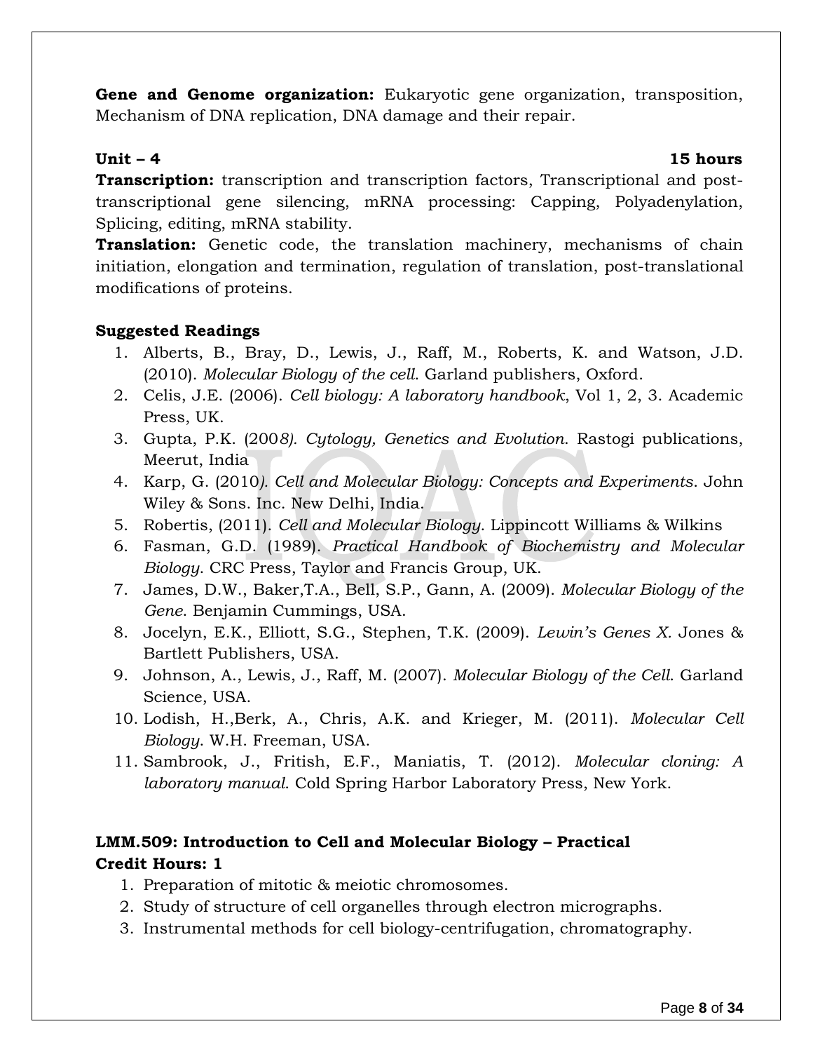**Gene and Genome organization:** Eukaryotic gene organization, transposition, Mechanism of DNA replication, DNA damage and their repair.

**Unit – 4** **15 hours**

**Transcription:** transcription and transcription factors, Transcriptional and post-transcriptional gene silencing, mRNA processing: Capping, Polyadenylation, Splicing, editing, mRNA stability.

**Translation:** Genetic code, the translation machinery, mechanisms of chain initiation, elongation and termination, regulation of translation, post-translational modifications of proteins.

**Suggested Readings**

1. Alberts, B., Bray, D., Lewis, J., Raff, M., Roberts, K. and Watson, J.D. (2010). *Molecular Biology of the cell*. Garland publishers, Oxford.
2. Celis, J.E. (2006). *Cell biology: A laboratory handbook*, Vol 1, 2, 3. Academic Press, UK.
3. Gupta, P.K. (200*8). Cytology, Genetics and Evolution*. Rastogi publications, Meerut, India
4. Karp, G. (2010*). Cell and Molecular Biology: Concepts and Experiments*. John Wiley & Sons. Inc. New Delhi, India.
5. Robertis, (2011). *Cell and Molecular Biology*. Lippincott Williams & Wilkins
6. Fasman, G.D. (1989). *Practical Handbook of Biochemistry and Molecular Biology*. CRC Press, Taylor and Francis Group, UK.
7. James, D.W., Baker,T.A., Bell, S.P., Gann, A. (2009). *Molecular Biology of the Gene*. Benjamin Cummings, USA.
8. Jocelyn, E.K., Elliott, S.G., Stephen, T.K. (2009). *Lewin's Genes X*. Jones & Bartlett Publishers, USA.
9. Johnson, A., Lewis, J., Raff, M. (2007). *Molecular Biology of the Cell*. Garland Science, USA.
10. Lodish, H.,Berk, A., Chris, A.K. and Krieger, M. (2011). *Molecular Cell Biology*. W.H. Freeman, USA.
11. Sambrook, J., Fritish, E.F., Maniatis, T. (2012). *Molecular cloning: A laboratory manual*. Cold Spring Harbor Laboratory Press, New York.

**LMM.509: Introduction to Cell and Molecular Biology – Practical**
**Credit Hours: 1**

1. Preparation of mitotic & meiotic chromosomes.
2. Study of structure of cell organelles through electron micrographs.
3. Instrumental methods for cell biology-centrifugation, chromatography.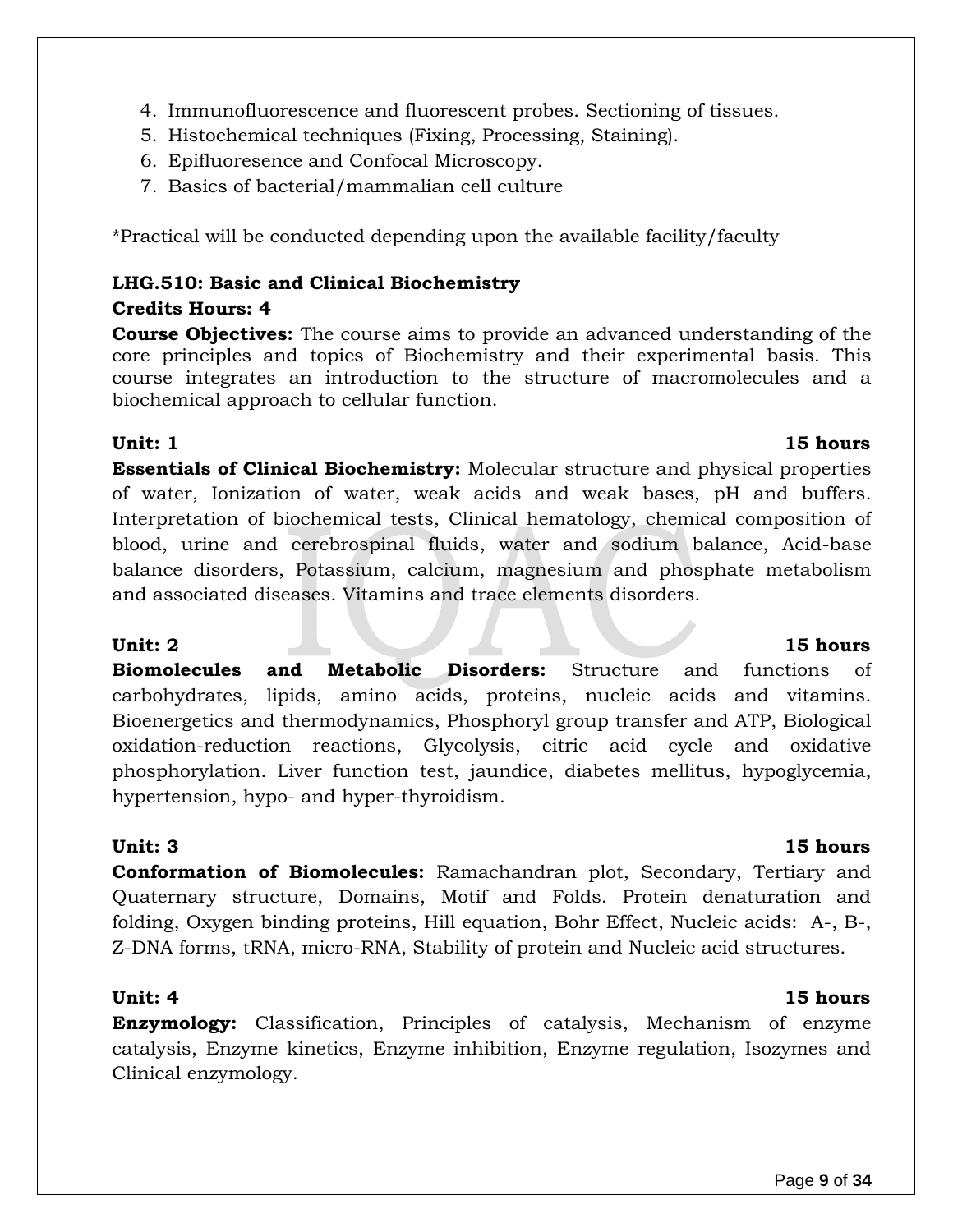4. Immunofluorescence and fluorescent probes. Sectioning of tissues.
5. Histochemical techniques (Fixing, Processing, Staining).
6. Epifluoresence and Confocal Microscopy.
7. Basics of bacterial/mammalian cell culture

*Practical will be conducted depending upon the available facility/faculty

**LHG.510: Basic and Clinical Biochemistry**

**Credits Hours: 4**

**Course Objectives:** The course aims to provide an advanced understanding of the core principles and topics of Biochemistry and their experimental basis. This course integrates an introduction to the structure of macromolecules and a biochemical approach to cellular function.

**Unit: 1** **15 hours**

**Essentials of Clinical Biochemistry:** Molecular structure and physical properties of water, Ionization of water, weak acids and weak bases, pH and buffers. Interpretation of biochemical tests, Clinical hematology, chemical composition of blood, urine and cerebrospinal fluids, water and sodium balance, Acid-base balance disorders, Potassium, calcium, magnesium and phosphate metabolism and associated diseases. Vitamins and trace elements disorders.

**Unit: 2** **15 hours**

**Biomolecules and Metabolic Disorders:** Structure and functions of carbohydrates, lipids, amino acids, proteins, nucleic acids and vitamins. Bioenergetics and thermodynamics, Phosphoryl group transfer and ATP, Biological oxidation-reduction reactions, Glycolysis, citric acid cycle and oxidative phosphorylation. Liver function test, jaundice, diabetes mellitus, hypoglycemia, hypertension, hypo- and hyper-thyroidism.

**Unit: 3** **15 hours**

**Conformation of Biomolecules:** Ramachandran plot, Secondary, Tertiary and Quaternary structure, Domains, Motif and Folds. Protein denaturation and folding, Oxygen binding proteins, Hill equation, Bohr Effect, Nucleic acids: A-, B-, Z-DNA forms, tRNA, micro-RNA, Stability of protein and Nucleic acid structures.

**Unit: 4** **15 hours**

**Enzymology:** Classification, Principles of catalysis, Mechanism of enzyme catalysis, Enzyme kinetics, Enzyme inhibition, Enzyme regulation, Isozymes and Clinical enzymology.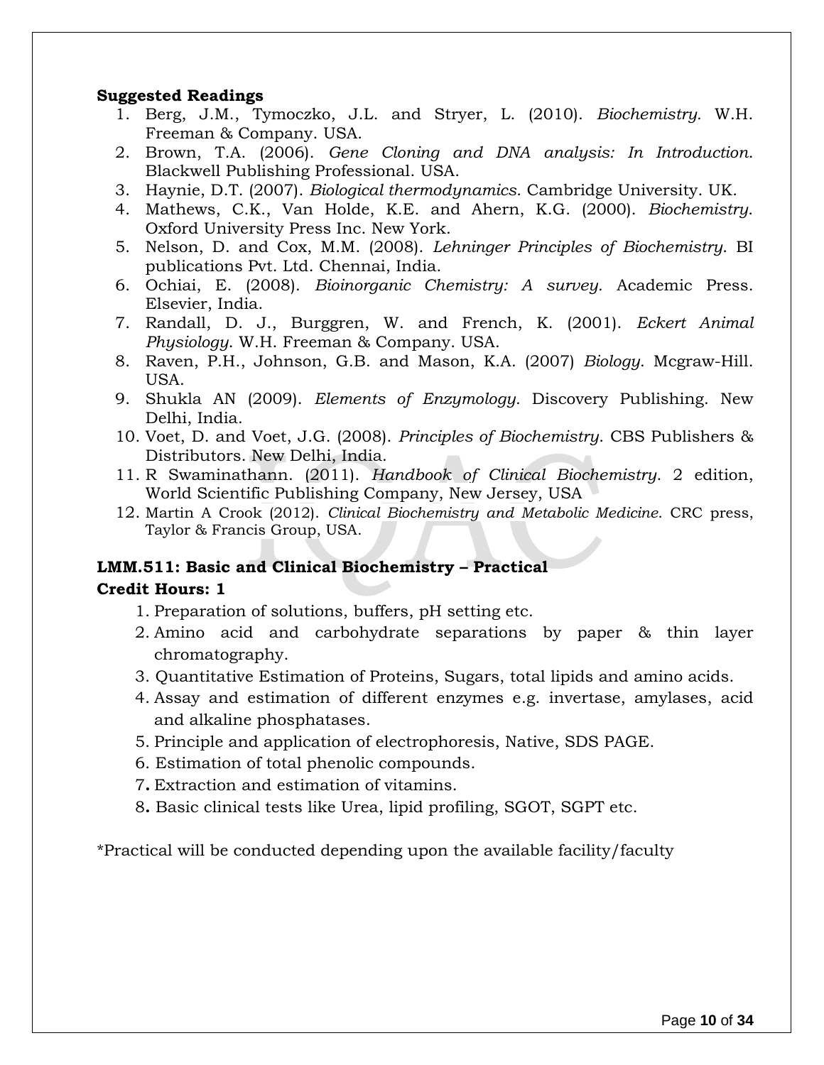**Suggested Readings**

1. Berg, J.M., Tymoczko, J.L. and Stryer, L. (2010). *Biochemistry.* W.H. Freeman & Company. USA.
2. Brown, T.A. (2006). *Gene Cloning and DNA analysis: In Introduction*. Blackwell Publishing Professional. USA.
3. Haynie, D.T. (2007). *Biological thermodynamics*. Cambridge University. UK.
4. Mathews, C.K., Van Holde, K.E. and Ahern, K.G. (2000). *Biochemistry*. Oxford University Press Inc. New York.
5. Nelson, D. and Cox, M.M. (2008). *Lehninger Principles of Biochemistry*. BI publications Pvt. Ltd. Chennai, India.
6. Ochiai, E. (2008). *Bioinorganic Chemistry: A survey.* Academic Press. Elsevier, India.
7. Randall, D. J., Burggren, W. and French, K. (2001). *Eckert Animal Physiology*. W.H. Freeman & Company. USA.
8. Raven, P.H., Johnson, G.B. and Mason, K.A. (2007) *Biology*. Mcgraw-Hill. USA.
9. Shukla AN (2009). *Elements of Enzymology.* Discovery Publishing. New Delhi, India.
10. Voet, D. and Voet, J.G. (2008). *Principles of Biochemistry*. CBS Publishers & Distributors. New Delhi, India.
11. R Swaminathann. (2011). *Handbook of Clinical Biochemistry*. 2 edition, World Scientific Publishing Company, New Jersey, USA
12. Martin A Crook (2012). *Clinical Biochemistry and Metabolic Medicine*. CRC press, Taylor & Francis Group, USA.

**LMM.511: Basic and Clinical Biochemistry – Practical**

**Credit Hours: 1**

1. Preparation of solutions, buffers, pH setting etc.
2. Amino acid and carbohydrate separations by paper & thin layer chromatography.
3. Quantitative Estimation of Proteins, Sugars, total lipids and amino acids.
4. Assay and estimation of different enzymes e.g. invertase, amylases, acid and alkaline phosphatases.
5. Principle and application of electrophoresis, Native, SDS PAGE.
6. Estimation of total phenolic compounds.
7. Extraction and estimation of vitamins.
8. Basic clinical tests like Urea, lipid profiling, SGOT, SGPT etc.

*Practical will be conducted depending upon the available facility/faculty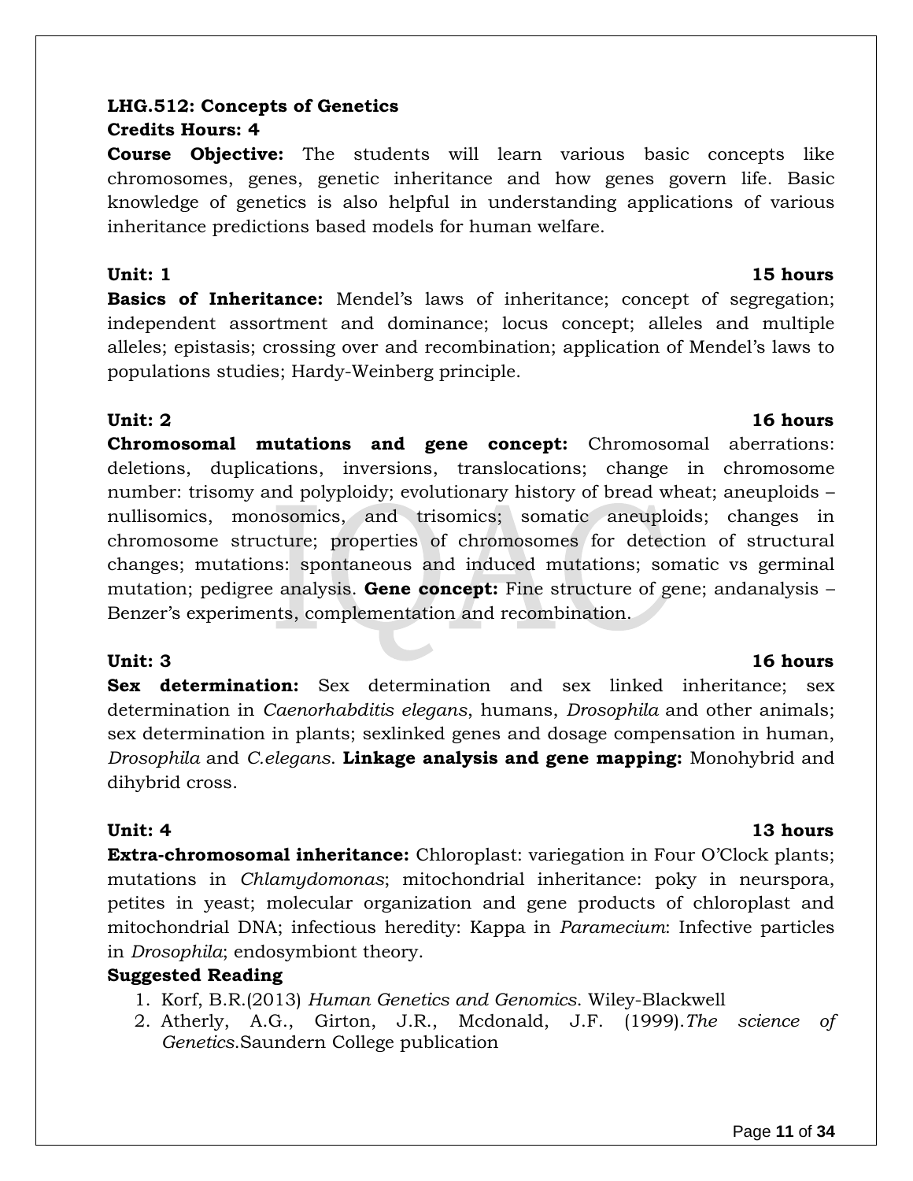**LHG.512: Concepts of Genetics**
**Credits Hours: 4**

**Course Objective:** The students will learn various basic concepts like chromosomes, genes, genetic inheritance and how genes govern life. Basic knowledge of genetics is also helpful in understanding applications of various inheritance predictions based models for human welfare.

**Unit: 1** **15 hours**

**Basics of Inheritance:** Mendel's laws of inheritance; concept of segregation; independent assortment and dominance; locus concept; alleles and multiple alleles; epistasis; crossing over and recombination; application of Mendel's laws to populations studies; Hardy-Weinberg principle.

**Unit: 2** **16 hours**

**Chromosomal mutations and gene concept:** Chromosomal aberrations: deletions, duplications, inversions, translocations; change in chromosome number: trisomy and polyploidy; evolutionary history of bread wheat; aneuploids – nullisomics, monosomics, and trisomics; somatic aneuploids; changes in chromosome structure; properties of chromosomes for detection of structural changes; mutations: spontaneous and induced mutations; somatic vs germinal mutation; pedigree analysis. **Gene concept:** Fine structure of gene; andanalysis – Benzer's experiments, complementation and recombination.

**Unit: 3** **16 hours**

**Sex determination:** Sex determination and sex linked inheritance; sex determination in *Caenorhabditis elegans*, humans, *Drosophila* and other animals; sex determination in plants; sexlinked genes and dosage compensation in human, *Drosophila* and *C.elegans*. **Linkage analysis and gene mapping:** Monohybrid and dihybrid cross.

**Unit: 4** **13 hours**

**Extra-chromosomal inheritance:** Chloroplast: variegation in Four O'Clock plants; mutations in *Chlamydomonas*; mitochondrial inheritance: poky in neurspora, petites in yeast; molecular organization and gene products of chloroplast and mitochondrial DNA; infectious heredity: Kappa in *Paramecium*: Infective particles in *Drosophila*; endosymbiont theory.

**Suggested Reading**

1. Korf, B.R.(2013) *Human Genetics and Genomics*. Wiley-Blackwell
2. Atherly, A.G., Girton, J.R., Mcdonald, J.F. (1999).*The science of Genetics*.Saundern College publication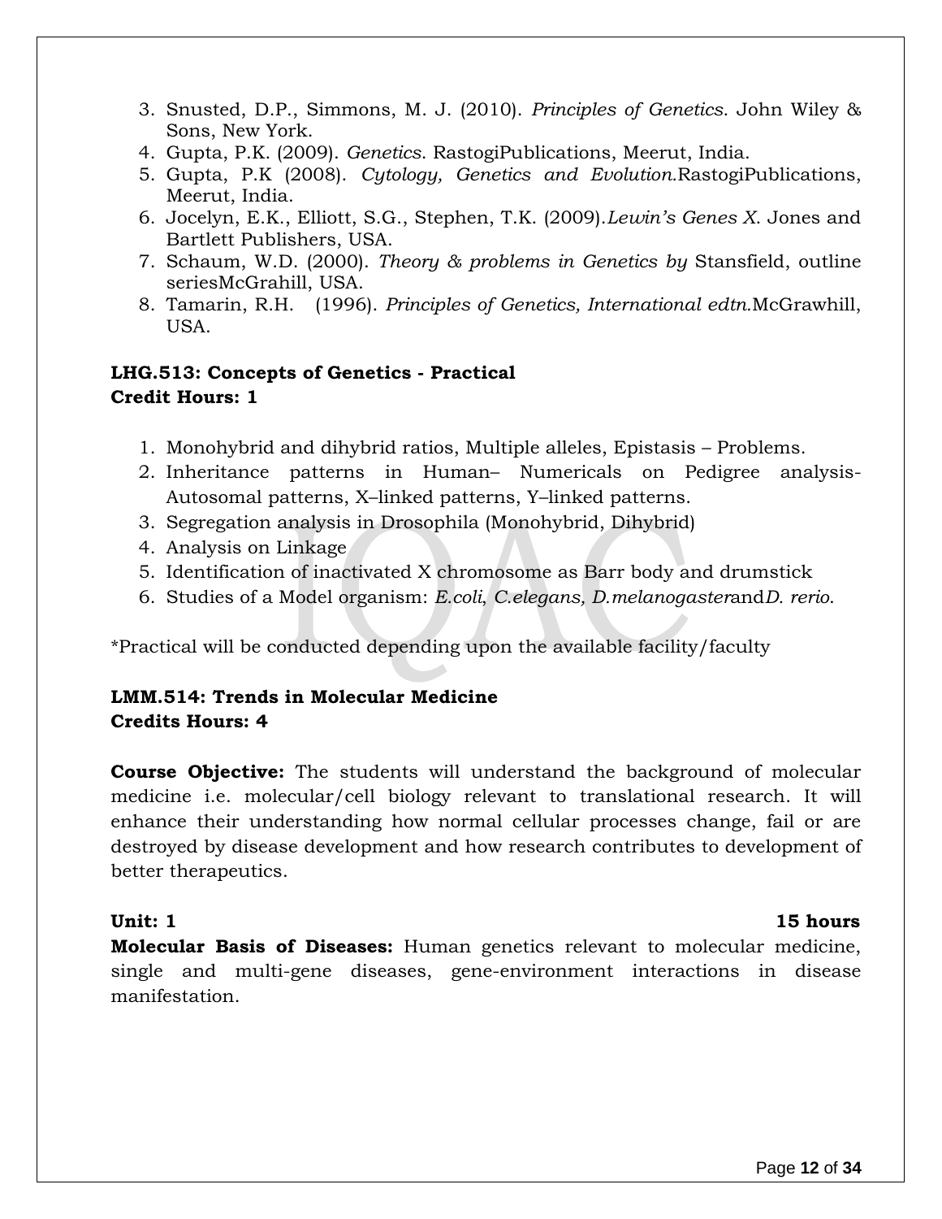3. Snusted, D.P., Simmons, M. J. (2010). *Principles of Genetics*. John Wiley & Sons, New York.
4. Gupta, P.K. (2009). *Genetics*. RastogiPublications, Meerut, India.
5. Gupta, P.K (2008). *Cytology, Genetics and Evolution.*RastogiPublications, Meerut, India.
6. Jocelyn, E.K., Elliott, S.G., Stephen, T.K. (2009).*Lewin's Genes X*. Jones and Bartlett Publishers, USA.
7. Schaum, W.D. (2000). *Theory & problems in Genetics by* Stansfield, outline seriesMcGrahill, USA.
8. Tamarin, R.H. (1996). *Principles of Genetics, International edtn.*McGrawhill, USA.

**LHG.513: Concepts of Genetics - Practical**
**Credit Hours: 1**

1. Monohybrid and dihybrid ratios, Multiple alleles, Epistasis – Problems.
2. Inheritance patterns in Human– Numericals on Pedigree analysis- Autosomal patterns, X–linked patterns, Y–linked patterns.
3. Segregation analysis in Drosophila (Monohybrid, Dihybrid)
4. Analysis on Linkage
5. Identification of inactivated X chromosome as Barr body and drumstick
6. Studies of a Model organism: *E.coli, C.elegans, D.melanogaster*and*D. rerio.*

*Practical will be conducted depending upon the available facility/faculty

**LMM.514: Trends in Molecular Medicine**
**Credits Hours: 4**

**Course Objective:** The students will understand the background of molecular medicine i.e. molecular/cell biology relevant to translational research. It will enhance their understanding how normal cellular processes change, fail or are destroyed by disease development and how research contributes to development of better therapeutics.

**Unit: 1** **15 hours**

**Molecular Basis of Diseases:** Human genetics relevant to molecular medicine, single and multi-gene diseases, gene-environment interactions in disease manifestation.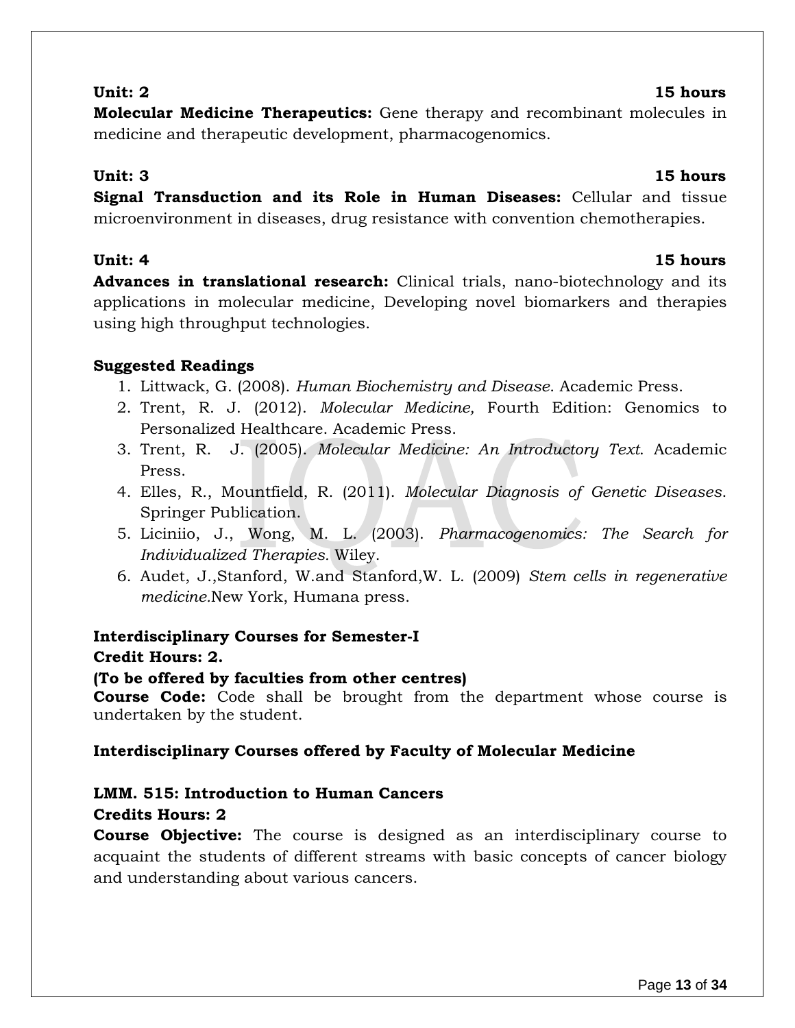**Unit: 2** **15 hours**

**Molecular Medicine Therapeutics:** Gene therapy and recombinant molecules in medicine and therapeutic development, pharmacogenomics.

**Unit: 3** **15 hours**

**Signal Transduction and its Role in Human Diseases:** Cellular and tissue microenvironment in diseases, drug resistance with convention chemotherapies.

**Unit: 4** **15 hours**

**Advances in translational research:** Clinical trials, nano-biotechnology and its applications in molecular medicine, Developing novel biomarkers and therapies using high throughput technologies.

**Suggested Readings**

1. Littwack, G. (2008). *Human Biochemistry and Disease*. Academic Press.
2. Trent, R. J. (2012). *Molecular Medicine,* Fourth Edition: Genomics to Personalized Healthcare. Academic Press.
3. Trent, R. J. (2005). *Molecular Medicine: An Introductory Text*. Academic Press.
4. Elles, R., Mountfield, R. (2011). *Molecular Diagnosis of Genetic Diseases*. Springer Publication.
5. Liciniio, J., Wong, M. L. (2003). *Pharmacogenomics: The Search for Individualized Therapies.* Wiley.
6. Audet, J.,Stanford, W.and Stanford,W. L. (2009) *Stem cells in regenerative medicine.*New York, Humana press.

**Interdisciplinary Courses for Semester-I**

**Credit Hours: 2.**

**(To be offered by faculties from other centres)**

**Course Code:** Code shall be brought from the department whose course is undertaken by the student.

**Interdisciplinary Courses offered by Faculty of Molecular Medicine**

**LMM. 515: Introduction to Human Cancers**

**Credits Hours: 2**

**Course Objective:** The course is designed as an interdisciplinary course to acquaint the students of different streams with basic concepts of cancer biology and understanding about various cancers.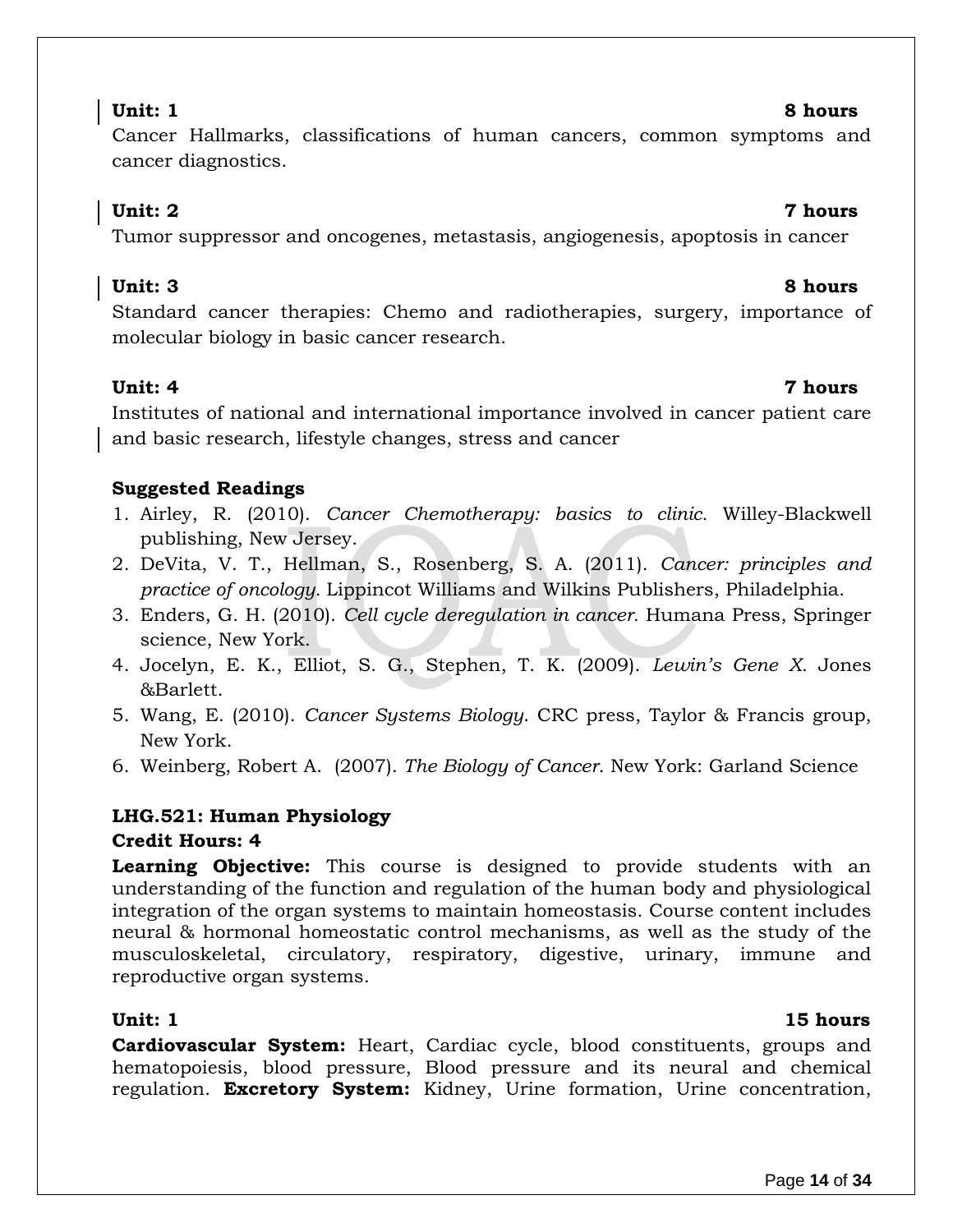**Unit: 1** **8 hours**

Cancer Hallmarks, classifications of human cancers, common symptoms and cancer diagnostics.

**Unit: 2** **7 hours**

Tumor suppressor and oncogenes, metastasis, angiogenesis, apoptosis in cancer

**Unit: 3** **8 hours**

Standard cancer therapies: Chemo and radiotherapies, surgery, importance of molecular biology in basic cancer research.

**Unit: 4** **7 hours**

Institutes of national and international importance involved in cancer patient care and basic research, lifestyle changes, stress and cancer

**Suggested Readings**

1. Airley, R. (2010). *Cancer Chemotherapy: basics to clinic.* Willey-Blackwell publishing, New Jersey.
2. DeVita, V. T., Hellman, S., Rosenberg, S. A. (2011). *Cancer: principles and practice of oncology.* Lippincot Williams and Wilkins Publishers, Philadelphia.
3. Enders, G. H. (2010). *Cell cycle deregulation in cancer.* Humana Press, Springer science, New York.
4. Jocelyn, E. K., Elliot, S. G., Stephen, T. K. (2009). *Lewin's Gene X.* Jones &Barlett.
5. Wang, E. (2010). *Cancer Systems Biology.* CRC press, Taylor & Francis group, New York.
6. Weinberg, Robert A. (2007). *The Biology of Cancer.* New York: Garland Science

**LHG.521: Human Physiology**

**Credit Hours: 4**

**Learning Objective:** This course is designed to provide students with an understanding of the function and regulation of the human body and physiological integration of the organ systems to maintain homeostasis. Course content includes neural & hormonal homeostatic control mechanisms, as well as the study of the musculoskeletal, circulatory, respiratory, digestive, urinary, immune and reproductive organ systems.

**Unit: 1** **15 hours**

**Cardiovascular System:** Heart, Cardiac cycle, blood constituents, groups and hematopoiesis, blood pressure, Blood pressure and its neural and chemical regulation. **Excretory System:** Kidney, Urine formation, Urine concentration,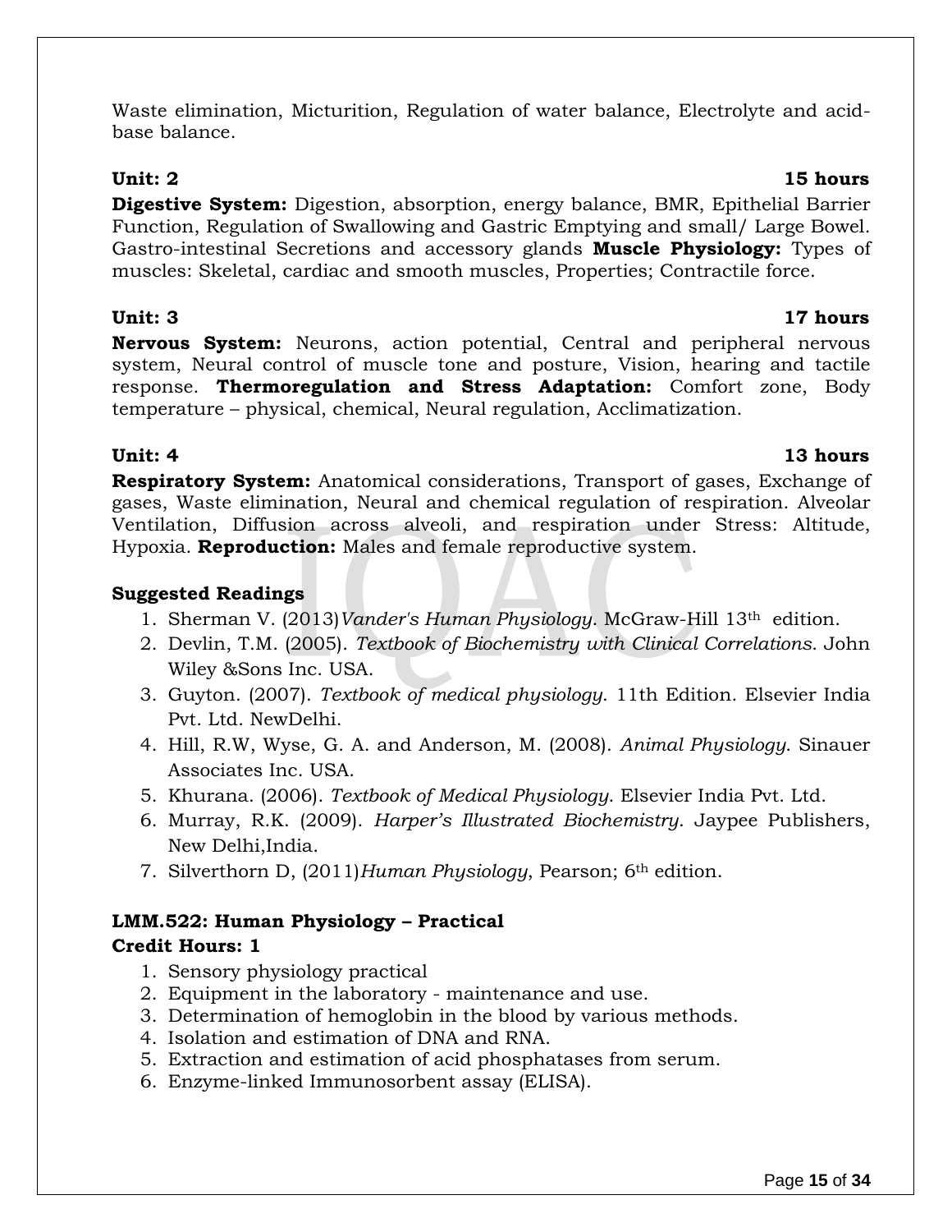Waste elimination, Micturition, Regulation of water balance, Electrolyte and acid-base balance.

**Unit: 2** **15 hours**

**Digestive System:** Digestion, absorption, energy balance, BMR, Epithelial Barrier Function, Regulation of Swallowing and Gastric Emptying and small/ Large Bowel. Gastro-intestinal Secretions and accessory glands **Muscle Physiology:** Types of muscles: Skeletal, cardiac and smooth muscles, Properties; Contractile force.

**Unit: 3** **17 hours**

**Nervous System:** Neurons, action potential, Central and peripheral nervous system, Neural control of muscle tone and posture, Vision, hearing and tactile response. **Thermoregulation and Stress Adaptation:** Comfort zone, Body temperature – physical, chemical, Neural regulation, Acclimatization.

**Unit: 4** **13 hours**

**Respiratory System:** Anatomical considerations, Transport of gases, Exchange of gases, Waste elimination, Neural and chemical regulation of respiration. Alveolar Ventilation, Diffusion across alveoli, and respiration under Stress: Altitude, Hypoxia. **Reproduction:** Males and female reproductive system.

**Suggested Readings**

1. Sherman V. (2013)*Vander's Human Physiology*. McGraw-Hill 13th edition.
2. Devlin, T.M. (2005). *Textbook of Biochemistry with Clinical Correlations*. John Wiley &Sons Inc. USA.
3. Guyton. (2007). *Textbook of medical physiology*. 11th Edition. Elsevier India Pvt. Ltd. NewDelhi.
4. Hill, R.W, Wyse, G. A. and Anderson, M. (2008). *Animal Physiology*. Sinauer Associates Inc. USA.
5. Khurana. (2006). *Textbook of Medical Physiology*. Elsevier India Pvt. Ltd.
6. Murray, R.K. (2009). *Harper's Illustrated Biochemistry*. Jaypee Publishers, New Delhi,India.
7. Silverthorn D, (2011)*Human Physiology*, Pearson; 6th edition.

**LMM.522: Human Physiology – Practical**
**Credit Hours: 1**

1. Sensory physiology practical
2. Equipment in the laboratory - maintenance and use.
3. Determination of hemoglobin in the blood by various methods.
4. Isolation and estimation of DNA and RNA.
5. Extraction and estimation of acid phosphatases from serum.
6. Enzyme-linked Immunosorbent assay (ELISA).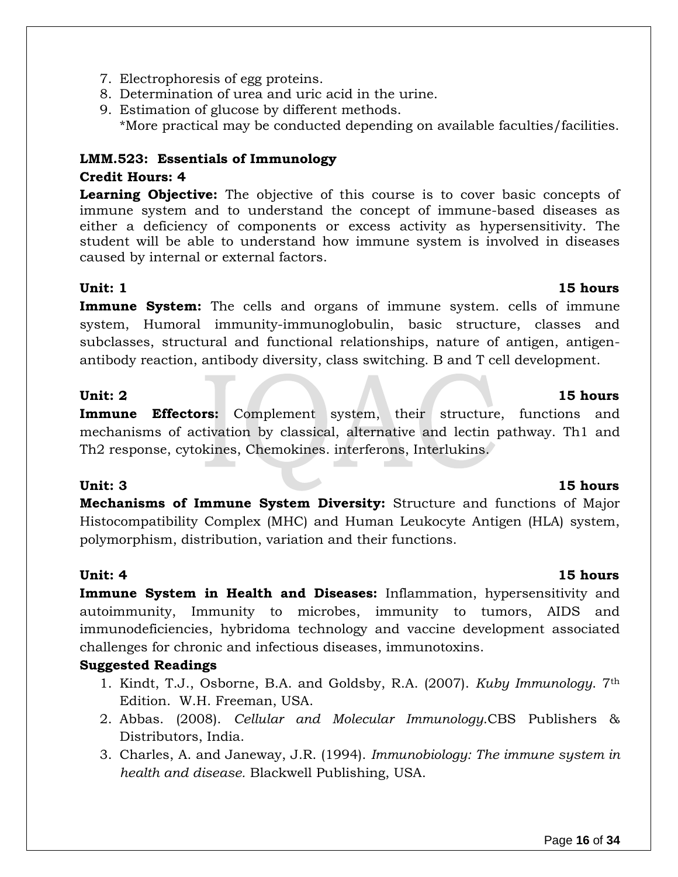7. Electrophoresis of egg proteins.
8. Determination of urea and uric acid in the urine.
9. Estimation of glucose by different methods.
   *More practical may be conducted depending on available faculties/facilities.

## LMM.523: Essentials of Immunology

**Credit Hours: 4**

**Learning Objective:** The objective of this course is to cover basic concepts of immune system and to understand the concept of immune-based diseases as either a deficiency of components or excess activity as hypersensitivity. The student will be able to understand how immune system is involved in diseases caused by internal or external factors.

**Unit: 1** **15 hours**

**Immune System:** The cells and organs of immune system. cells of immune system, Humoral immunity-immunoglobulin, basic structure, classes and subclasses, structural and functional relationships, nature of antigen, antigen-antibody reaction, antibody diversity, class switching. B and T cell development.

**Unit: 2** **15 hours**

**Immune Effectors:** Complement system, their structure, functions and mechanisms of activation by classical, alternative and lectin pathway. Th1 and Th2 response, cytokines, Chemokines. interferons, Interlukins.

**Unit: 3** **15 hours**

**Mechanisms of Immune System Diversity:** Structure and functions of Major Histocompatibility Complex (MHC) and Human Leukocyte Antigen (HLA) system, polymorphism, distribution, variation and their functions.

**Unit: 4** **15 hours**

**Immune System in Health and Diseases:** Inflammation, hypersensitivity and autoimmunity, Immunity to microbes, immunity to tumors, AIDS and immunodeficiencies, hybridoma technology and vaccine development associated challenges for chronic and infectious diseases, immunotoxins.

**Suggested Readings**

1. Kindt, T.J., Osborne, B.A. and Goldsby, R.A. (2007). *Kuby Immunology*. 7th Edition. W.H. Freeman, USA.
2. Abbas. (2008). *Cellular and Molecular Immunology*.CBS Publishers & Distributors, India.
3. Charles, A. and Janeway, J.R. (1994). *Immunobiology: The immune system in health and disease.* Blackwell Publishing, USA.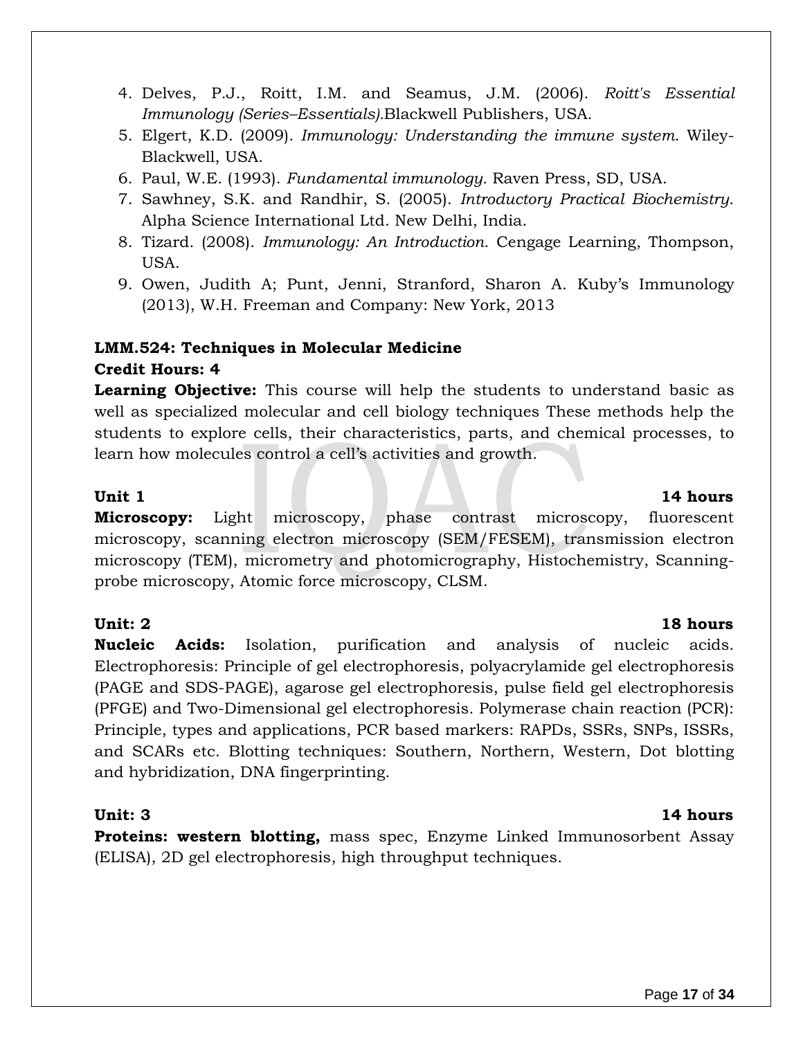4. Delves, P.J., Roitt, I.M. and Seamus, J.M. (2006). *Roitt's Essential Immunology (Series–Essentials).*Blackwell Publishers, USA.
5. Elgert, K.D. (2009). *Immunology: Understanding the immune system*. Wiley-Blackwell, USA.
6. Paul, W.E. (1993). *Fundamental immunology*. Raven Press, SD, USA.
7. Sawhney, S.K. and Randhir, S. (2005). *Introductory Practical Biochemistry*. Alpha Science International Ltd. New Delhi, India.
8. Tizard. (2008). *Immunology: An Introduction*. Cengage Learning, Thompson, USA.
9. Owen, Judith A; Punt, Jenni, Stranford, Sharon A. Kuby's Immunology (2013), W.H. Freeman and Company: New York, 2013

**LMM.524: Techniques in Molecular Medicine**

**Credit Hours: 4**

**Learning Objective:** This course will help the students to understand basic as well as specialized molecular and cell biology techniques These methods help the students to explore cells, their characteristics, parts, and chemical processes, to learn how molecules control a cell's activities and growth.

**Unit 1** **14 hours**

**Microscopy:** Light microscopy, phase contrast microscopy, fluorescent microscopy, scanning electron microscopy (SEM/FESEM), transmission electron microscopy (TEM), micrometry and photomicrography, Histochemistry, Scanning-probe microscopy, Atomic force microscopy, CLSM.

**Unit: 2** **18 hours**

**Nucleic Acids:** Isolation, purification and analysis of nucleic acids. Electrophoresis: Principle of gel electrophoresis, polyacrylamide gel electrophoresis (PAGE and SDS-PAGE), agarose gel electrophoresis, pulse field gel electrophoresis (PFGE) and Two-Dimensional gel electrophoresis. Polymerase chain reaction (PCR): Principle, types and applications, PCR based markers: RAPDs, SSRs, SNPs, ISSRs, and SCARs etc. Blotting techniques: Southern, Northern, Western, Dot blotting and hybridization, DNA fingerprinting.

**Unit: 3** **14 hours**

**Proteins: western blotting,** mass spec, Enzyme Linked Immunosorbent Assay (ELISA), 2D gel electrophoresis, high throughput techniques.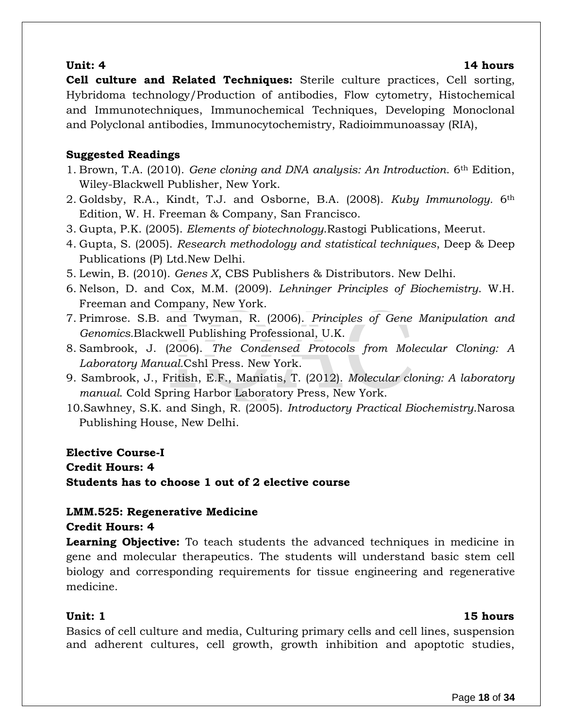**Unit: 4** **14 hours**

**Cell culture and Related Techniques:** Sterile culture practices, Cell sorting, Hybridoma technology/Production of antibodies, Flow cytometry, Histochemical and Immunotechniques, Immunochemical Techniques, Developing Monoclonal and Polyclonal antibodies, Immunocytochemistry, Radioimmunoassay (RIA),

**Suggested Readings**

1. Brown, T.A. (2010). *Gene cloning and DNA analysis: An Introduction.* 6th Edition, Wiley-Blackwell Publisher, New York.
2. Goldsby, R.A., Kindt, T.J. and Osborne, B.A. (2008). *Kuby Immunology.* 6th Edition, W. H. Freeman & Company, San Francisco.
3. Gupta, P.K. (2005). *Elements of biotechnology.*Rastogi Publications, Meerut.
4. Gupta, S. (2005). *Research methodology and statistical techniques*, Deep & Deep Publications (P) Ltd.New Delhi.
5. Lewin, B. (2010). *Genes X*, CBS Publishers & Distributors. New Delhi.
6. Nelson, D. and Cox, M.M. (2009). *Lehninger Principles of Biochemistry*. W.H. Freeman and Company, New York.
7. Primrose. S.B. and Twyman, R. (2006). *Principles of Gene Manipulation and Genomics.*Blackwell Publishing Professional, U.K.
8. Sambrook, J. (2006). *The Condensed Protocols from Molecular Cloning: A Laboratory Manual.*Cshl Press. New York.
9. Sambrook, J., Fritish, E.F., Maniatis, T. (2012). *Molecular cloning: A laboratory manual*. Cold Spring Harbor Laboratory Press, New York.
10. Sawhney, S.K. and Singh, R. (2005). *Introductory Practical Biochemistry.*Narosa Publishing House, New Delhi.

**Elective Course-I**
**Credit Hours: 4**
**Students has to choose 1 out of 2 elective course**

**LMM.525: Regenerative Medicine**
**Credit Hours: 4**

**Learning Objective:** To teach students the advanced techniques in medicine in gene and molecular therapeutics. The students will understand basic stem cell biology and corresponding requirements for tissue engineering and regenerative medicine.

**Unit: 1** **15 hours**

Basics of cell culture and media, Culturing primary cells and cell lines, suspension and adherent cultures, cell growth, growth inhibition and apoptotic studies,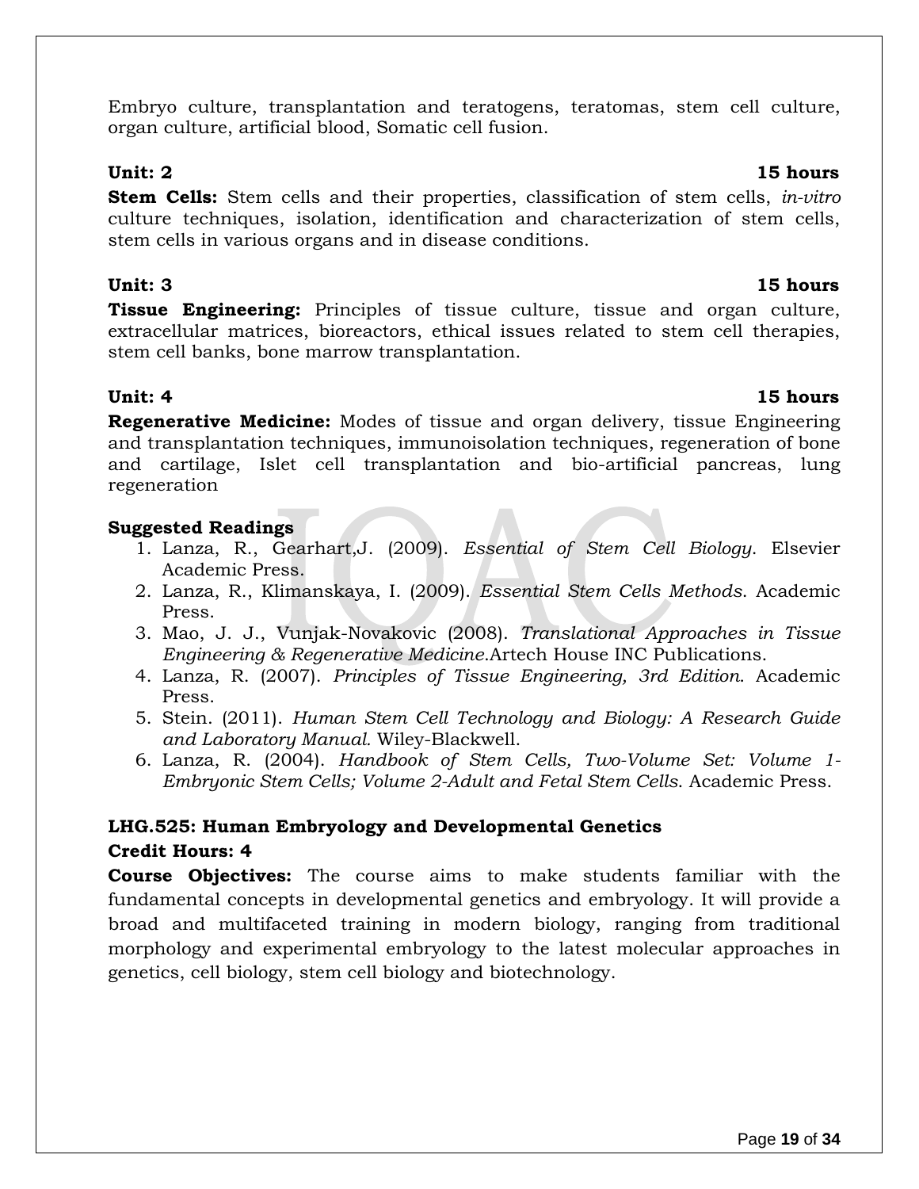Embryo culture, transplantation and teratogens, teratomas, stem cell culture, organ culture, artificial blood, Somatic cell fusion.

**Unit: 2** **15 hours**

**Stem Cells:** Stem cells and their properties, classification of stem cells, *in-vitro* culture techniques, isolation, identification and characterization of stem cells, stem cells in various organs and in disease conditions.

**Unit: 3** **15 hours**

**Tissue Engineering:** Principles of tissue culture, tissue and organ culture, extracellular matrices, bioreactors, ethical issues related to stem cell therapies, stem cell banks, bone marrow transplantation.

**Unit: 4** **15 hours**

**Regenerative Medicine:** Modes of tissue and organ delivery, tissue Engineering and transplantation techniques, immunoisolation techniques, regeneration of bone and cartilage, Islet cell transplantation and bio-artificial pancreas, lung regeneration

**Suggested Readings**

1. Lanza, R., Gearhart,J. (2009). *Essential of Stem Cell Biology*. Elsevier Academic Press.
2. Lanza, R., Klimanskaya, I. (2009). *Essential Stem Cells Methods*. Academic Press.
3. Mao, J. J., Vunjak-Novakovic (2008). *Translational Approaches in Tissue Engineering & Regenerative Medicine*.Artech House INC Publications.
4. Lanza, R. (2007). *Principles of Tissue Engineering, 3rd Edition*. Academic Press.
5. Stein. (2011). *Human Stem Cell Technology and Biology: A Research Guide and Laboratory Manual.* Wiley-Blackwell.
6. Lanza, R. (2004). *Handbook of Stem Cells, Two-Volume Set: Volume 1-Embryonic Stem Cells; Volume 2-Adult and Fetal Stem Cells*. Academic Press.

## LHG.525: Human Embryology and Developmental Genetics

**Credit Hours: 4**

**Course Objectives:** The course aims to make students familiar with the fundamental concepts in developmental genetics and embryology. It will provide a broad and multifaceted training in modern biology, ranging from traditional morphology and experimental embryology to the latest molecular approaches in genetics, cell biology, stem cell biology and biotechnology.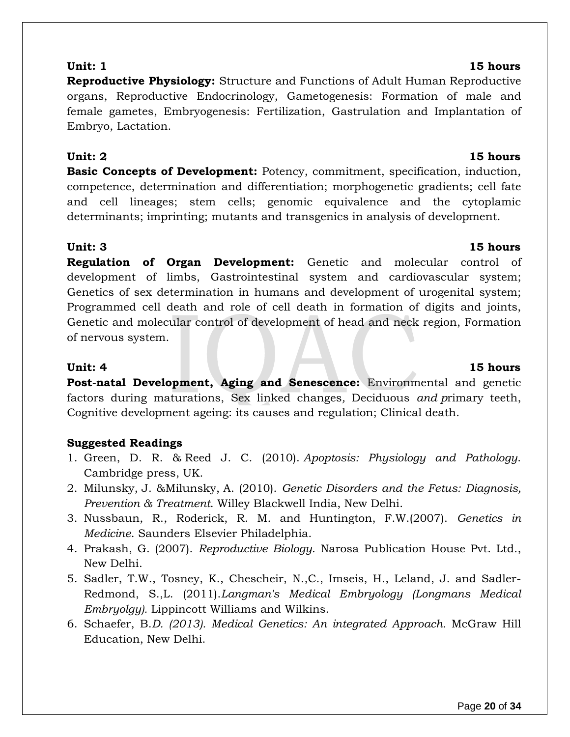**Unit: 1** **15 hours**

**Reproductive Physiology:** Structure and Functions of Adult Human Reproductive organs, Reproductive Endocrinology, Gametogenesis: Formation of male and female gametes, Embryogenesis: Fertilization, Gastrulation and Implantation of Embryo, Lactation.

**Unit: 2** **15 hours**

**Basic Concepts of Development:** Potency, commitment, specification, induction, competence, determination and differentiation; morphogenetic gradients; cell fate and cell lineages; stem cells; genomic equivalence and the cytoplamic determinants; imprinting; mutants and transgenics in analysis of development.

**Unit: 3** **15 hours**

**Regulation of Organ Development:** Genetic and molecular control of development of limbs, Gastrointestinal system and cardiovascular system; Genetics of sex determination in humans and development of urogenital system; Programmed cell death and role of cell death in formation of digits and joints, Genetic and molecular control of development of head and neck region, Formation of nervous system.

**Unit: 4** **15 hours**

**Post-natal Development, Aging and Senescence:** Environmental and genetic factors during maturations, Sex linked changes, Deciduous *and p*rimary teeth, Cognitive development ageing: its causes and regulation; Clinical death.

**Suggested Readings**

1. Green, D. R. & Reed J. C. (2010). *Apoptosis: Physiology and Pathology*. Cambridge press, UK.
2. Milunsky, J. &Milunsky, A. (2010). *Genetic Disorders and the Fetus: Diagnosis, Prevention & Treatment*. Willey Blackwell India, New Delhi.
3. Nussbaun, R., Roderick, R. M. and Huntington, F.W.(2007). *Genetics in Medicine*. Saunders Elsevier Philadelphia.
4. Prakash, G. (2007). *Reproductive Biology*. Narosa Publication House Pvt. Ltd., New Delhi.
5. Sadler, T.W., Tosney, K., Chescheir, N.,C., Imseis, H., Leland, J. and Sadler-Redmond, S.,L. (2011).*Langman's Medical Embryology (Longmans Medical Embryolgy).* Lippincott Williams and Wilkins.
6. Schaefer, B*.D. (2013). Medical Genetics: An integrated Approach.* McGraw Hill Education, New Delhi.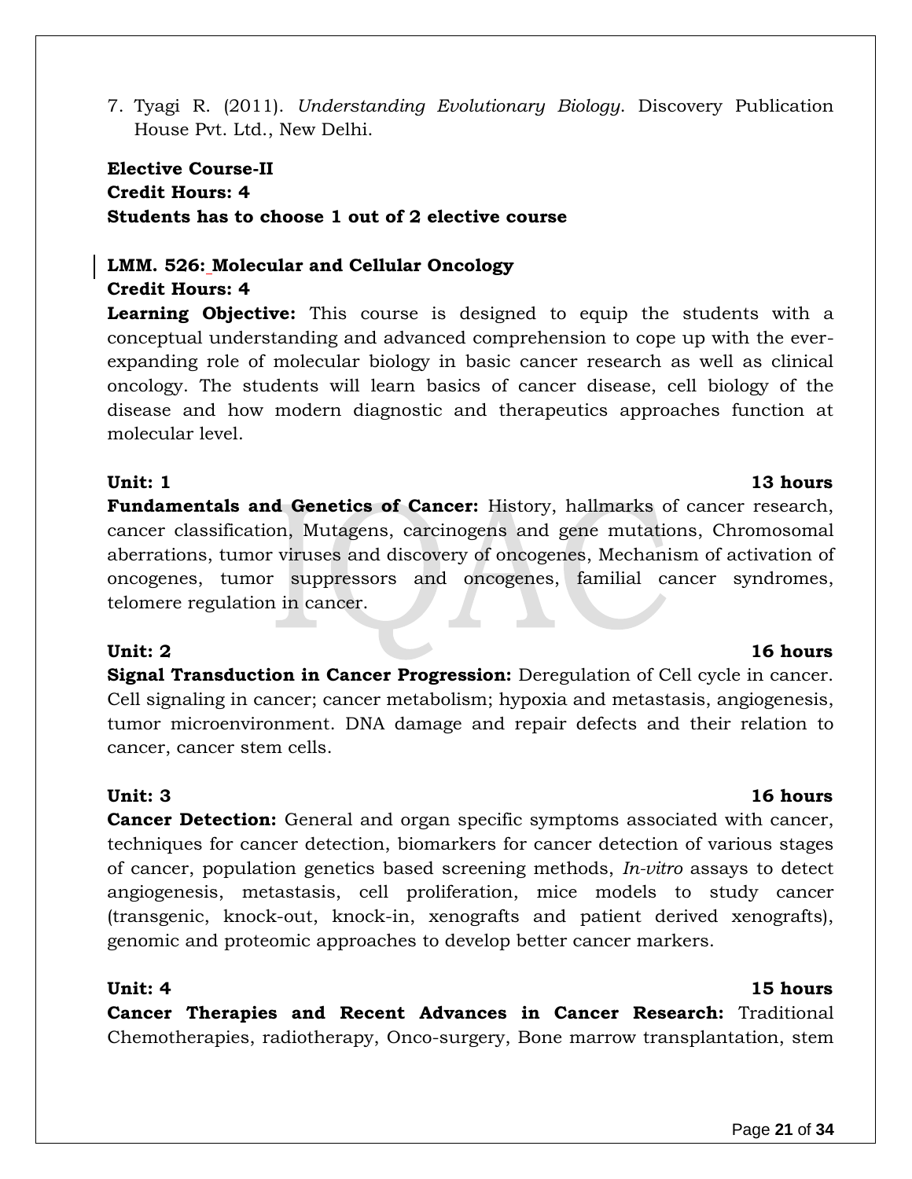7. Tyagi R. (2011). *Understanding Evolutionary Biology*. Discovery Publication House Pvt. Ltd., New Delhi.

**Elective Course-II**
**Credit Hours: 4**
**Students has to choose 1 out of 2 elective course**

**LMM. 526: Molecular and Cellular Oncology**
**Credit Hours: 4**

**Learning Objective:** This course is designed to equip the students with a conceptual understanding and advanced comprehension to cope up with the ever-expanding role of molecular biology in basic cancer research as well as clinical oncology. The students will learn basics of cancer disease, cell biology of the disease and how modern diagnostic and therapeutics approaches function at molecular level.

**Unit: 1** **13 hours**

**Fundamentals and Genetics of Cancer:** History, hallmarks of cancer research, cancer classification, Mutagens, carcinogens and gene mutations, Chromosomal aberrations, tumor viruses and discovery of oncogenes, Mechanism of activation of oncogenes, tumor suppressors and oncogenes, familial cancer syndromes, telomere regulation in cancer.

**Unit: 2** **16 hours**

**Signal Transduction in Cancer Progression:** Deregulation of Cell cycle in cancer. Cell signaling in cancer; cancer metabolism; hypoxia and metastasis, angiogenesis, tumor microenvironment. DNA damage and repair defects and their relation to cancer, cancer stem cells.

**Unit: 3** **16 hours**

**Cancer Detection:** General and organ specific symptoms associated with cancer, techniques for cancer detection, biomarkers for cancer detection of various stages of cancer, population genetics based screening methods, *In-vitro* assays to detect angiogenesis, metastasis, cell proliferation, mice models to study cancer (transgenic, knock-out, knock-in, xenografts and patient derived xenografts), genomic and proteomic approaches to develop better cancer markers.

**Unit: 4** **15 hours**

**Cancer Therapies and Recent Advances in Cancer Research:** Traditional Chemotherapies, radiotherapy, Onco-surgery, Bone marrow transplantation, stem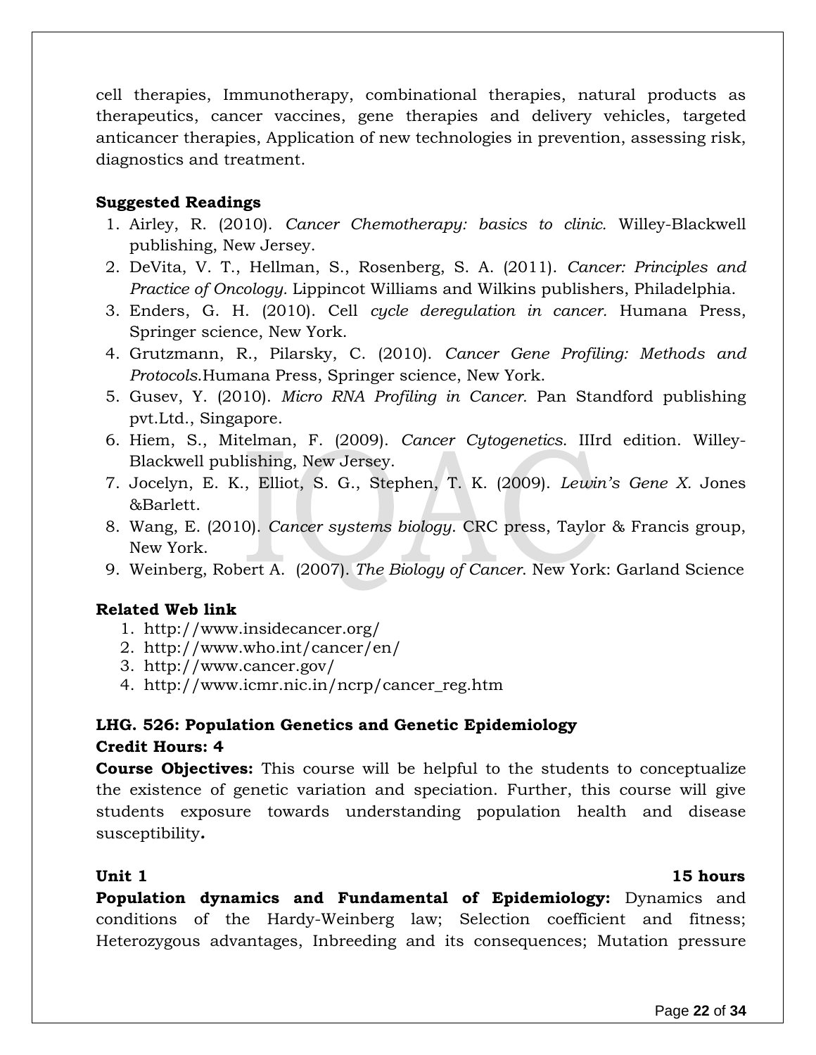cell therapies, Immunotherapy, combinational therapies, natural products as therapeutics, cancer vaccines, gene therapies and delivery vehicles, targeted anticancer therapies, Application of new technologies in prevention, assessing risk, diagnostics and treatment.

**Suggested Readings**

1. Airley, R. (2010). *Cancer Chemotherapy: basics to clinic.* Willey-Blackwell publishing, New Jersey.
2. DeVita, V. T., Hellman, S., Rosenberg, S. A. (2011). *Cancer: Principles and Practice of Oncology.* Lippincot Williams and Wilkins publishers, Philadelphia.
3. Enders, G. H. (2010). Cell *cycle deregulation in cancer.* Humana Press, Springer science, New York.
4. Grutzmann, R., Pilarsky, C. (2010). *Cancer Gene Profiling: Methods and Protocols.*Humana Press, Springer science, New York.
5. Gusev, Y. (2010). *Micro RNA Profiling in Cancer.* Pan Standford publishing pvt.Ltd., Singapore.
6. Hiem, S., Mitelman, F. (2009). *Cancer Cytogenetics.* IIIrd edition. Willey-Blackwell publishing, New Jersey.
7. Jocelyn, E. K., Elliot, S. G., Stephen, T. K. (2009). *Lewin's Gene X.* Jones &Barlett.
8. Wang, E. (2010). *Cancer systems biology.* CRC press, Taylor & Francis group, New York.
9. Weinberg, Robert A. (2007). *The Biology of Cancer.* New York: Garland Science

**Related Web link**

1. http://www.insidecancer.org/
2. http://www.who.int/cancer/en/
3. http://www.cancer.gov/
4. http://www.icmr.nic.in/ncrp/cancer_reg.htm

**LHG. 526: Population Genetics and Genetic Epidemiology**

**Credit Hours: 4**

**Course Objectives:** This course will be helpful to the students to conceptualize the existence of genetic variation and speciation. Further, this course will give students exposure towards understanding population health and disease susceptibility**.**

**Unit 1 15 hours**

**Population dynamics and Fundamental of Epidemiology:** Dynamics and conditions of the Hardy-Weinberg law; Selection coefficient and fitness; Heterozygous advantages, Inbreeding and its consequences; Mutation pressure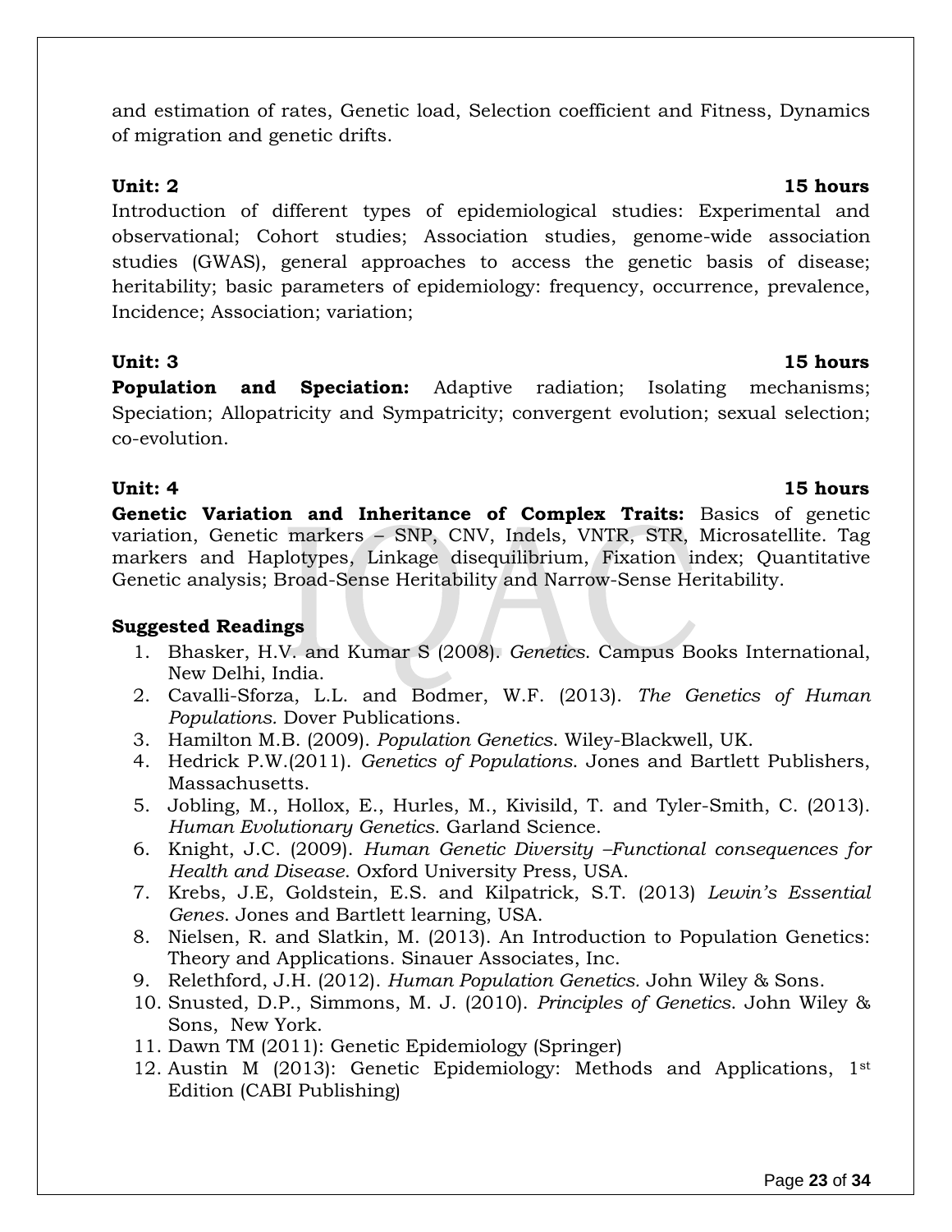and estimation of rates, Genetic load, Selection coefficient and Fitness, Dynamics of migration and genetic drifts.

**Unit: 2** **15 hours**

Introduction of different types of epidemiological studies: Experimental and observational; Cohort studies; Association studies, genome-wide association studies (GWAS), general approaches to access the genetic basis of disease; heritability; basic parameters of epidemiology: frequency, occurrence, prevalence, Incidence; Association; variation;

**Unit: 3** **15 hours**

**Population and Speciation:** Adaptive radiation; Isolating mechanisms; Speciation; Allopatricity and Sympatricity; convergent evolution; sexual selection; co-evolution.

**Unit: 4** **15 hours**

**Genetic Variation and Inheritance of Complex Traits:** Basics of genetic variation, Genetic markers – SNP, CNV, Indels, VNTR, STR, Microsatellite. Tag markers and Haplotypes, Linkage disequilibrium, Fixation index; Quantitative Genetic analysis; Broad-Sense Heritability and Narrow-Sense Heritability.

**Suggested Readings**

1. Bhasker, H.V. and Kumar S (2008). *Genetics*. Campus Books International, New Delhi, India.
2. Cavalli-Sforza, L.L. and Bodmer, W.F. (2013). *The Genetics of Human Populations*. Dover Publications.
3. Hamilton M.B. (2009). *Population Genetics*. Wiley-Blackwell, UK.
4. Hedrick P.W.(2011). *Genetics of Populations*. Jones and Bartlett Publishers, Massachusetts.
5. Jobling, M., Hollox, E., Hurles, M., Kivisild, T. and Tyler-Smith, C. (2013). *Human Evolutionary Genetics*. Garland Science.
6. Knight, J.C. (2009). *Human Genetic Diversity –Functional consequences for Health and Disease*. Oxford University Press, USA.
7. Krebs, J.E, Goldstein, E.S. and Kilpatrick, S.T. (2013) *Lewin's Essential Genes*. Jones and Bartlett learning, USA.
8. Nielsen, R. and Slatkin, M. (2013). An Introduction to Population Genetics: Theory and Applications. Sinauer Associates, Inc.
9. Relethford, J.H. (2012). *Human Population Genetics*. John Wiley & Sons.
10. Snusted, D.P., Simmons, M. J. (2010). *Principles of Genetics*. John Wiley & Sons, New York.
11. Dawn TM (2011): Genetic Epidemiology (Springer)
12. Austin M (2013): Genetic Epidemiology: Methods and Applications, 1st Edition (CABI Publishing)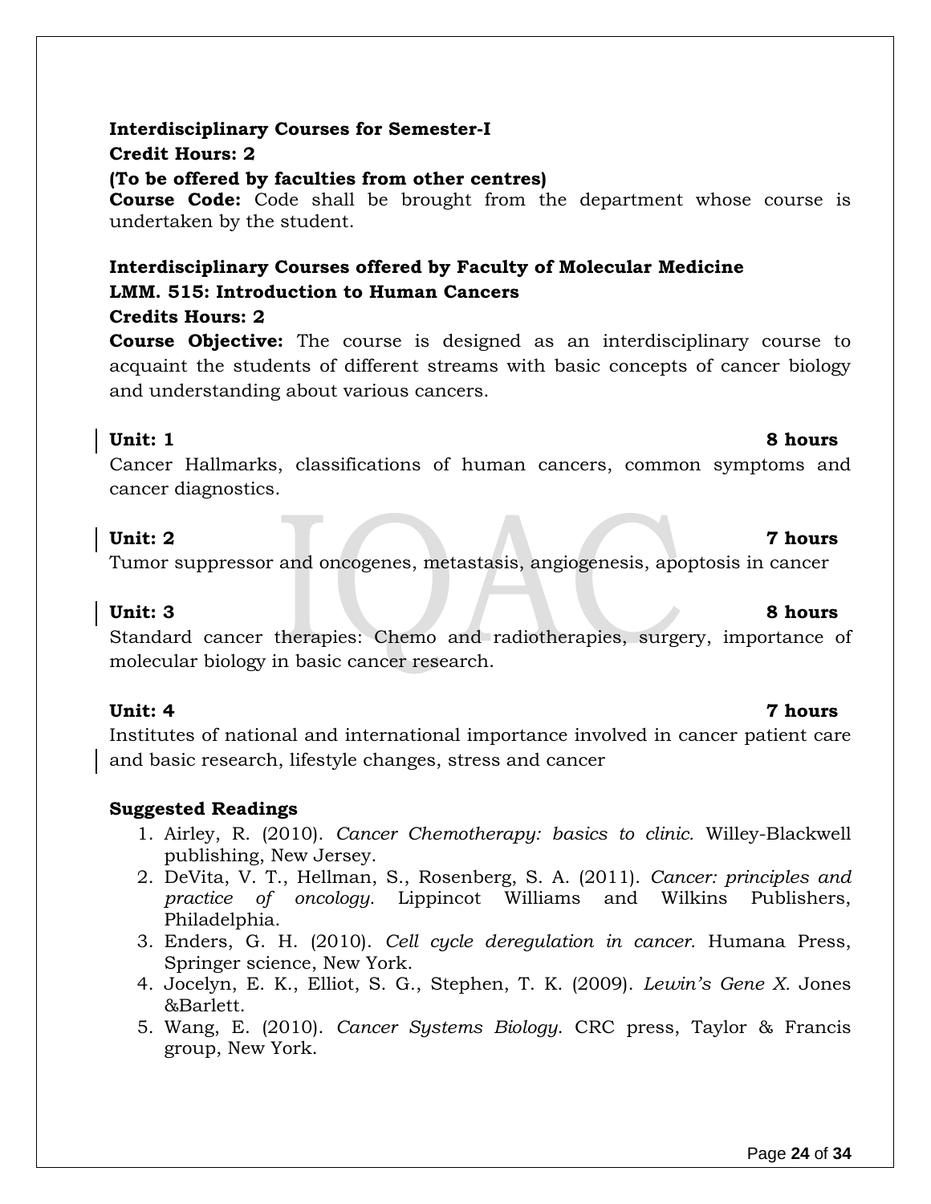**Interdisciplinary Courses for Semester-I**

**Credit Hours: 2**

**(To be offered by faculties from other centres)**

**Course Code:** Code shall be brought from the department whose course is undertaken by the student.

**Interdisciplinary Courses offered by Faculty of Molecular Medicine**

**LMM. 515: Introduction to Human Cancers**

**Credits Hours: 2**

**Course Objective:** The course is designed as an interdisciplinary course to acquaint the students of different streams with basic concepts of cancer biology and understanding about various cancers.

**Unit: 1** **8 hours**

Cancer Hallmarks, classifications of human cancers, common symptoms and cancer diagnostics.

**Unit: 2** **7 hours**

Tumor suppressor and oncogenes, metastasis, angiogenesis, apoptosis in cancer

**Unit: 3** **8 hours**

Standard cancer therapies: Chemo and radiotherapies, surgery, importance of molecular biology in basic cancer research.

**Unit: 4** **7 hours**

Institutes of national and international importance involved in cancer patient care and basic research, lifestyle changes, stress and cancer

**Suggested Readings**

1. Airley, R. (2010). *Cancer Chemotherapy: basics to clinic.* Willey-Blackwell publishing, New Jersey.
2. DeVita, V. T., Hellman, S., Rosenberg, S. A. (2011). *Cancer: principles and practice of oncology.* Lippincot Williams and Wilkins Publishers, Philadelphia.
3. Enders, G. H. (2010). *Cell cycle deregulation in cancer.* Humana Press, Springer science, New York.
4. Jocelyn, E. K., Elliot, S. G., Stephen, T. K. (2009). *Lewin's Gene X.* Jones &Barlett.
5. Wang, E. (2010). *Cancer Systems Biology.* CRC press, Taylor & Francis group, New York.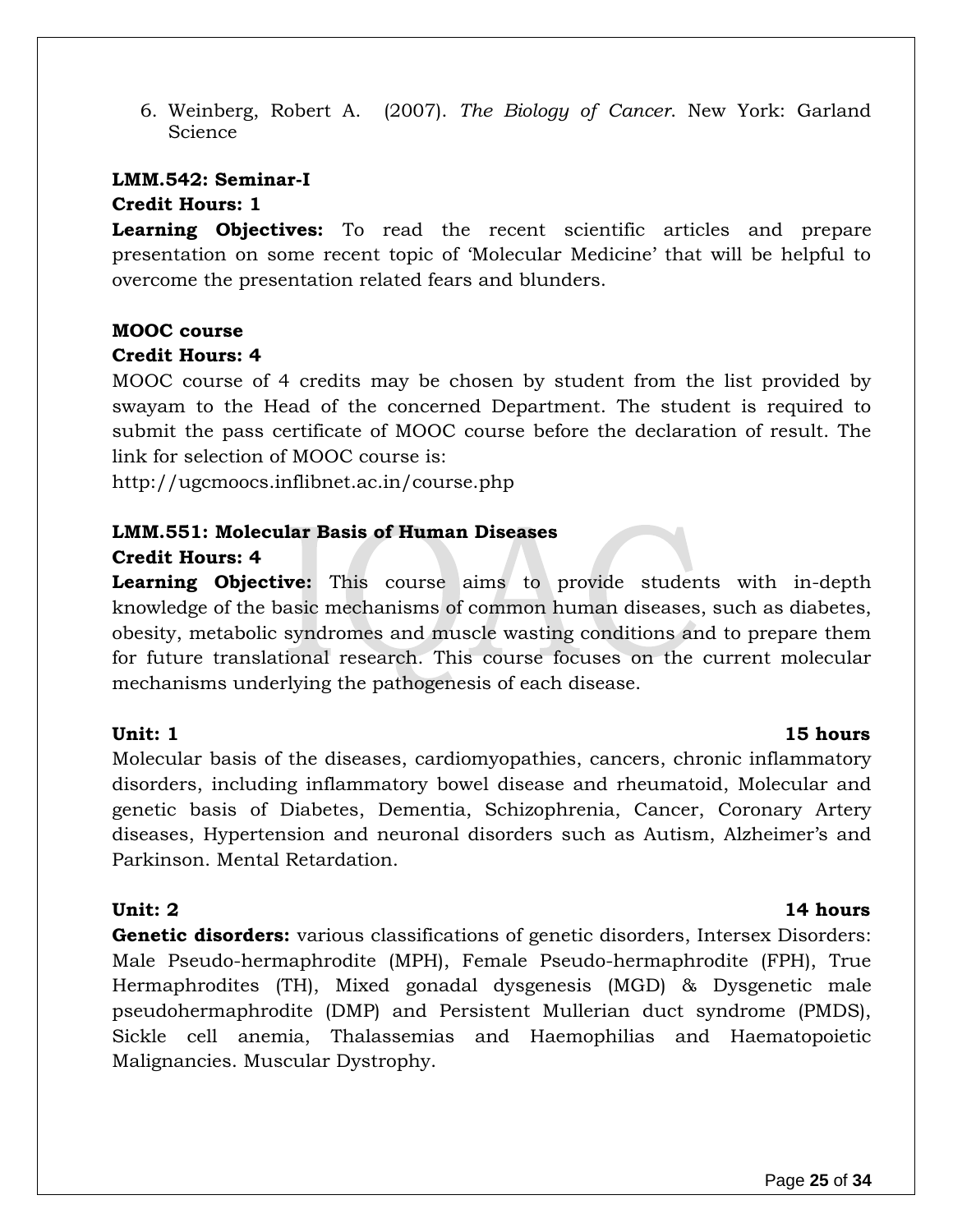6. Weinberg, Robert A. (2007). *The Biology of Cancer*. New York: Garland Science

**LMM.542: Seminar-I**

**Credit Hours: 1**

**Learning Objectives:** To read the recent scientific articles and prepare presentation on some recent topic of 'Molecular Medicine' that will be helpful to overcome the presentation related fears and blunders.

**MOOC course**

**Credit Hours: 4**

MOOC course of 4 credits may be chosen by student from the list provided by swayam to the Head of the concerned Department. The student is required to submit the pass certificate of MOOC course before the declaration of result. The link for selection of MOOC course is:
http://ugcmoocs.inflibnet.ac.in/course.php

**LMM.551: Molecular Basis of Human Diseases**

**Credit Hours: 4**

**Learning Objective:** This course aims to provide students with in-depth knowledge of the basic mechanisms of common human diseases, such as diabetes, obesity, metabolic syndromes and muscle wasting conditions and to prepare them for future translational research. This course focuses on the current molecular mechanisms underlying the pathogenesis of each disease.

**Unit: 1** **15 hours**

Molecular basis of the diseases, cardiomyopathies, cancers, chronic inflammatory disorders, including inflammatory bowel disease and rheumatoid, Molecular and genetic basis of Diabetes, Dementia, Schizophrenia, Cancer, Coronary Artery diseases, Hypertension and neuronal disorders such as Autism, Alzheimer's and Parkinson. Mental Retardation.

**Unit: 2** **14 hours**

**Genetic disorders:** various classifications of genetic disorders, Intersex Disorders: Male Pseudo-hermaphrodite (MPH), Female Pseudo-hermaphrodite (FPH), True Hermaphrodites (TH), Mixed gonadal dysgenesis (MGD) & Dysgenetic male pseudohermaphrodite (DMP) and Persistent Mullerian duct syndrome (PMDS), Sickle cell anemia, Thalassemias and Haemophilias and Haematopoietic Malignancies. Muscular Dystrophy.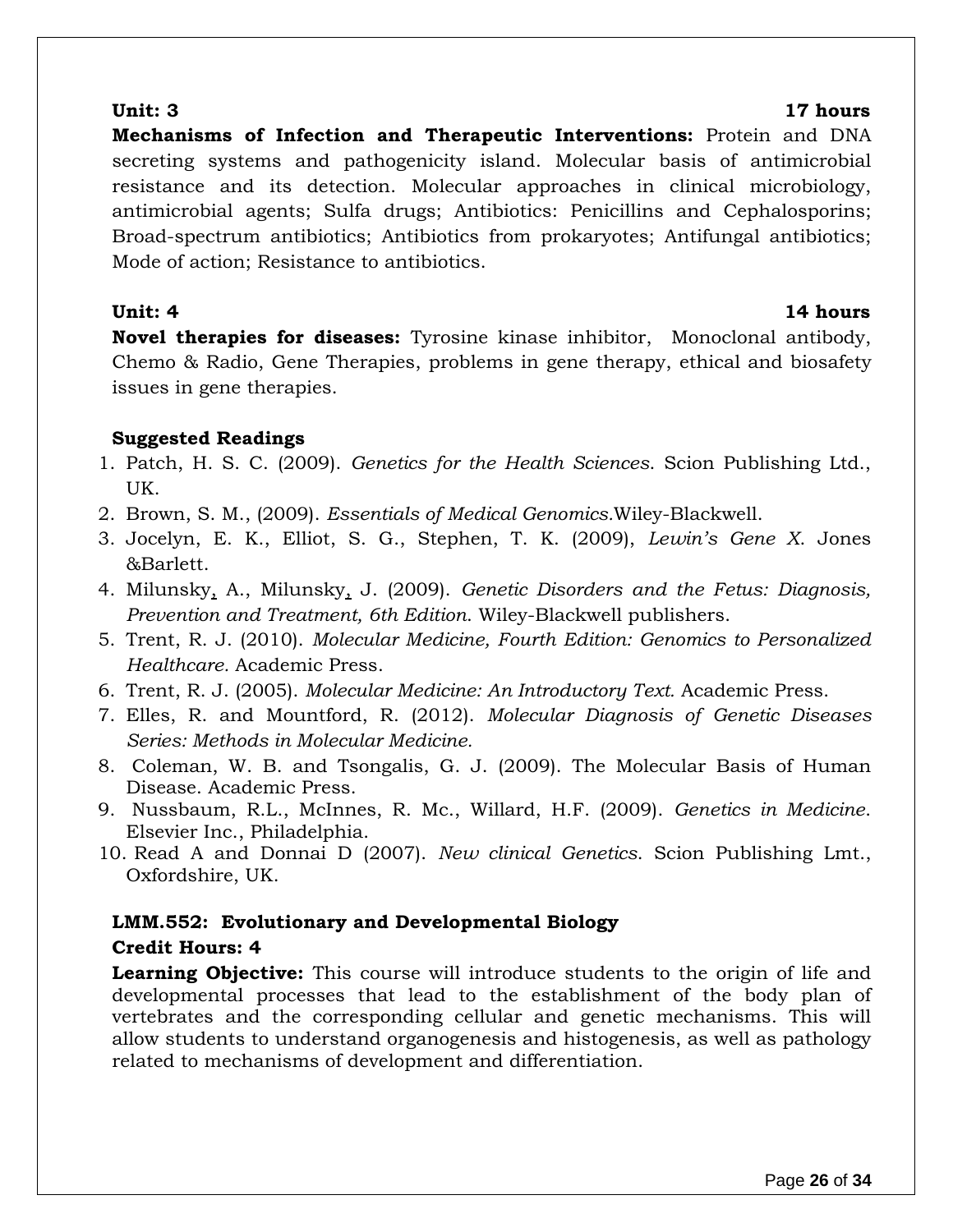**Unit: 3 17 hours**

**Mechanisms of Infection and Therapeutic Interventions:** Protein and DNA secreting systems and pathogenicity island. Molecular basis of antimicrobial resistance and its detection. Molecular approaches in clinical microbiology, antimicrobial agents; Sulfa drugs; Antibiotics: Penicillins and Cephalosporins; Broad-spectrum antibiotics; Antibiotics from prokaryotes; Antifungal antibiotics; Mode of action; Resistance to antibiotics.

**Unit: 4 14 hours**

**Novel therapies for diseases:** Tyrosine kinase inhibitor, Monoclonal antibody, Chemo & Radio, Gene Therapies, problems in gene therapy, ethical and biosafety issues in gene therapies.

**Suggested Readings**

1. Patch, H. S. C. (2009). *Genetics for the Health Sciences*. Scion Publishing Ltd., UK.
2. Brown, S. M., (2009). *Essentials of Medical Genomics*.Wiley-Blackwell.
3. Jocelyn, E. K., Elliot, S. G., Stephen, T. K. (2009), *Lewin's Gene X*. Jones &Barlett.
4. Milunsky, A., Milunsky, J. (2009). *Genetic Disorders and the Fetus: Diagnosis, Prevention and Treatment, 6th Edition*. Wiley-Blackwell publishers.
5. Trent, R. J. (2010). *Molecular Medicine, Fourth Edition: Genomics to Personalized Healthcare*. Academic Press.
6. Trent, R. J. (2005). *Molecular Medicine: An Introductory Text*. Academic Press.
7. Elles, R. and Mountford, R. (2012). *Molecular Diagnosis of Genetic Diseases Series: Methods in Molecular Medicine*.
8. Coleman, W. B. and Tsongalis, G. J. (2009). The Molecular Basis of Human Disease. Academic Press.
9. Nussbaum, R.L., McInnes, R. Mc., Willard, H.F. (2009). *Genetics in Medicine*. Elsevier Inc., Philadelphia.
10. Read A and Donnai D (2007). *New clinical Genetics*. Scion Publishing Lmt., Oxfordshire, UK.

## LMM.552: Evolutionary and Developmental Biology

**Credit Hours: 4**

**Learning Objective:** This course will introduce students to the origin of life and developmental processes that lead to the establishment of the body plan of vertebrates and the corresponding cellular and genetic mechanisms. This will allow students to understand organogenesis and histogenesis, as well as pathology related to mechanisms of development and differentiation.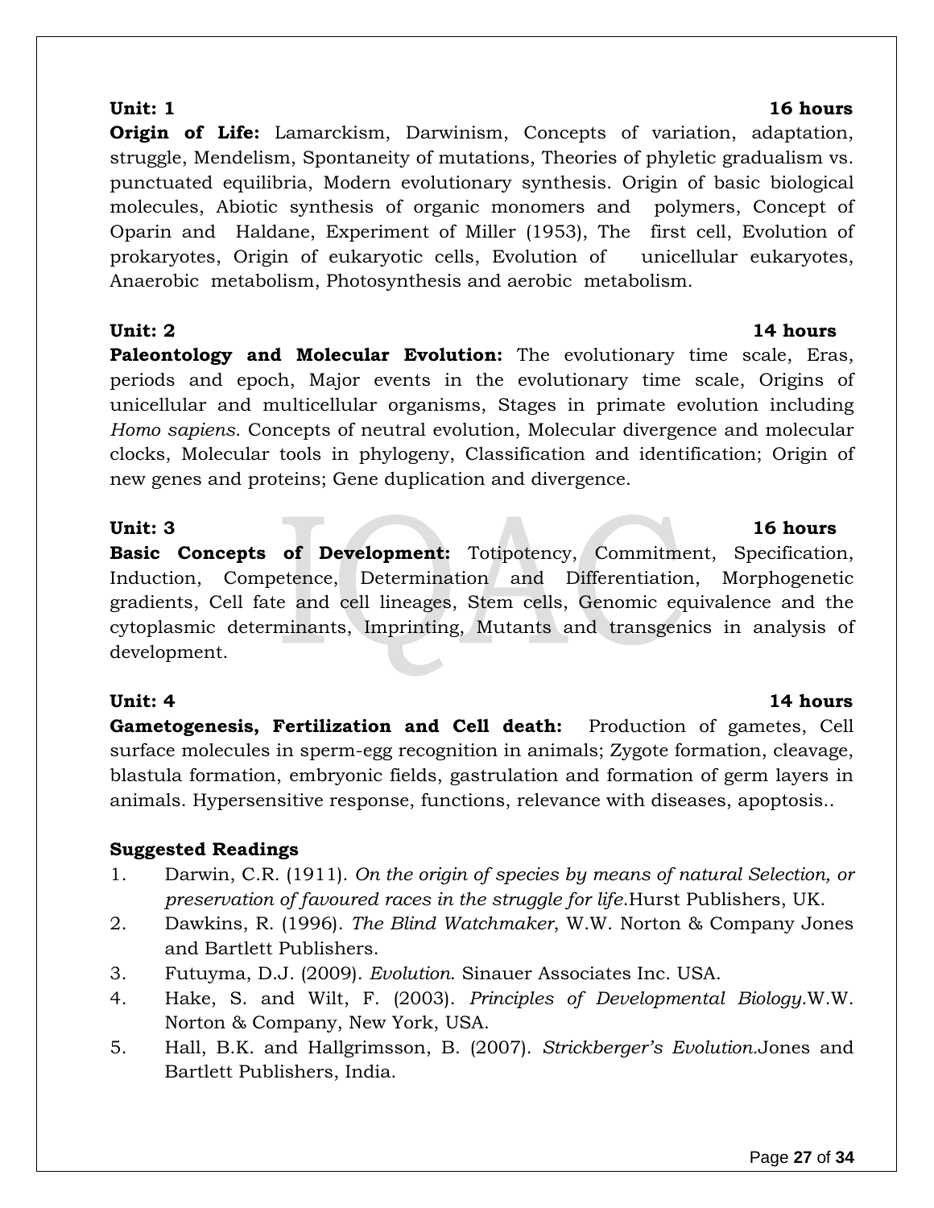**Unit: 1** **16 hours**

**Origin of Life:** Lamarckism, Darwinism, Concepts of variation, adaptation, struggle, Mendelism, Spontaneity of mutations, Theories of phyletic gradualism vs. punctuated equilibria, Modern evolutionary synthesis. Origin of basic biological molecules, Abiotic synthesis of organic monomers and polymers, Concept of Oparin and Haldane, Experiment of Miller (1953), The first cell, Evolution of prokaryotes, Origin of eukaryotic cells, Evolution of unicellular eukaryotes, Anaerobic metabolism, Photosynthesis and aerobic metabolism.

**Unit: 2** **14 hours**

**Paleontology and Molecular Evolution:** The evolutionary time scale, Eras, periods and epoch, Major events in the evolutionary time scale, Origins of unicellular and multicellular organisms, Stages in primate evolution including *Homo sapiens*. Concepts of neutral evolution, Molecular divergence and molecular clocks, Molecular tools in phylogeny, Classification and identification; Origin of new genes and proteins; Gene duplication and divergence.

**Unit: 3** **16 hours**

**Basic Concepts of Development:** Totipotency, Commitment, Specification, Induction, Competence, Determination and Differentiation, Morphogenetic gradients, Cell fate and cell lineages, Stem cells, Genomic equivalence and the cytoplasmic determinants, Imprinting, Mutants and transgenics in analysis of development.

**Unit: 4** **14 hours**

**Gametogenesis, Fertilization and Cell death:** Production of gametes, Cell surface molecules in sperm-egg recognition in animals; Zygote formation, cleavage, blastula formation, embryonic fields, gastrulation and formation of germ layers in animals. Hypersensitive response, functions, relevance with diseases, apoptosis..

**Suggested Readings**

1. Darwin, C.R. (1911). *On the origin of species by means of natural Selection, or preservation of favoured races in the struggle for life*.Hurst Publishers, UK.
2. Dawkins, R. (1996). *The Blind Watchmaker*, W.W. Norton & Company Jones and Bartlett Publishers.
3. Futuyma, D.J. (2009). *Evolution*. Sinauer Associates Inc. USA.
4. Hake, S. and Wilt, F. (2003). *Principles of Developmental Biology*.W.W. Norton & Company, New York, USA.
5. Hall, B.K. and Hallgrimsson, B. (2007). *Strickberger's Evolution*.Jones and Bartlett Publishers, India.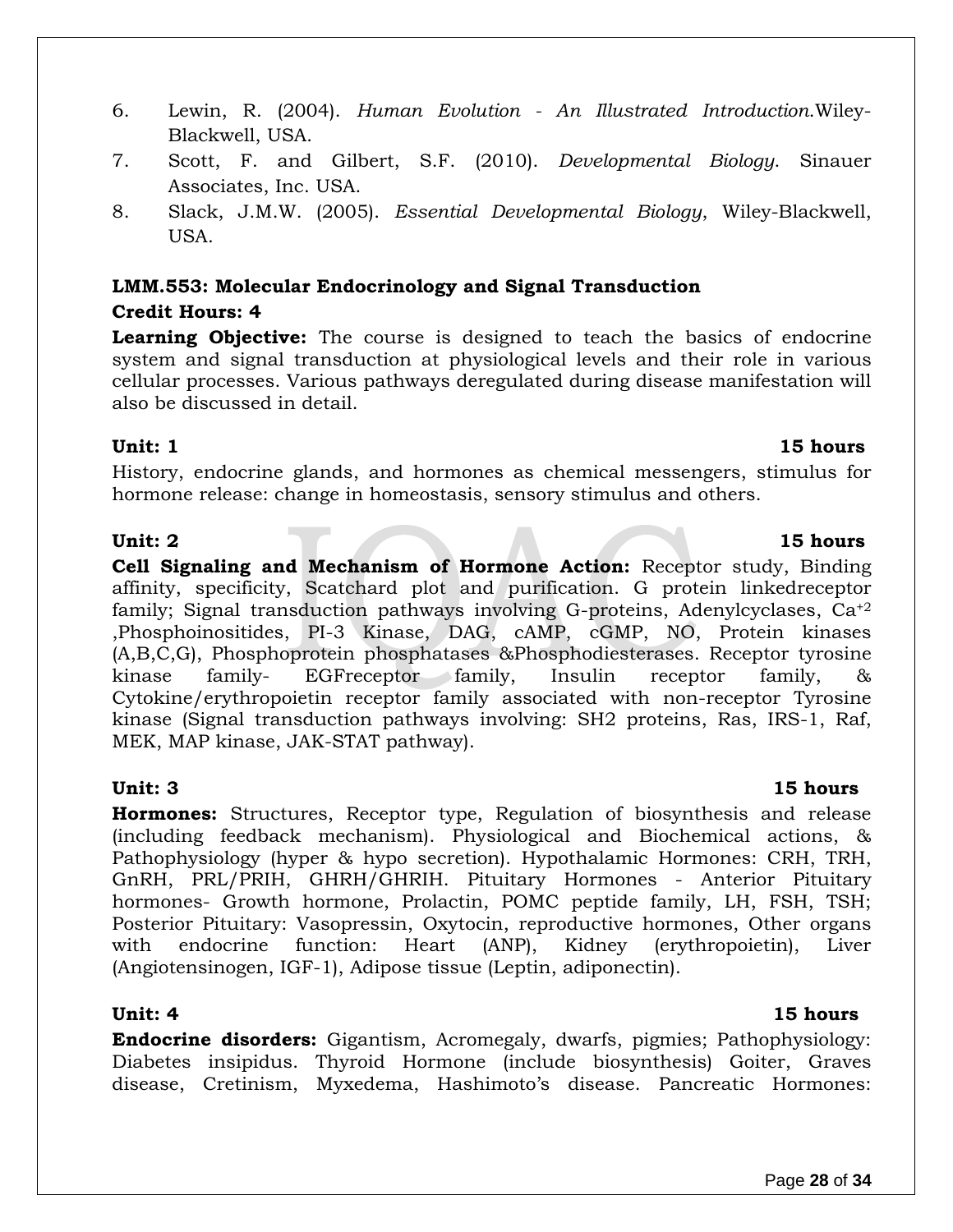6. Lewin, R. (2004). *Human Evolution - An Illustrated Introduction.*Wiley-Blackwell, USA.
7. Scott, F. and Gilbert, S.F. (2010). *Developmental Biology*. Sinauer Associates, Inc. USA.
8. Slack, J.M.W. (2005). *Essential Developmental Biology*, Wiley-Blackwell, USA.

**LMM.553: Molecular Endocrinology and Signal Transduction**

**Credit Hours: 4**

**Learning Objective:** The course is designed to teach the basics of endocrine system and signal transduction at physiological levels and their role in various cellular processes. Various pathways deregulated during disease manifestation will also be discussed in detail.

**Unit: 1 15 hours**

History, endocrine glands, and hormones as chemical messengers, stimulus for hormone release: change in homeostasis, sensory stimulus and others.

**Unit: 2 15 hours**

**Cell Signaling and Mechanism of Hormone Action:** Receptor study, Binding affinity, specificity, Scatchard plot and purification. G protein linkedreceptor family; Signal transduction pathways involving G-proteins, Adenylcyclases, $Ca^{+2}$ ,Phosphoinositides, PI-3 Kinase, DAG, cAMP, cGMP, NO, Protein kinases (A,B,C,G), Phosphoprotein phosphatases &Phosphodiesterases. Receptor tyrosine kinase family- EGFreceptor family, Insulin receptor family, & Cytokine/erythropoietin receptor family associated with non-receptor Tyrosine kinase (Signal transduction pathways involving: SH2 proteins, Ras, IRS-1, Raf, MEK, MAP kinase, JAK-STAT pathway).

**Unit: 3 15 hours**

**Hormones:** Structures, Receptor type, Regulation of biosynthesis and release (including feedback mechanism). Physiological and Biochemical actions, & Pathophysiology (hyper & hypo secretion). Hypothalamic Hormones: CRH, TRH, GnRH, PRL/PRIH, GHRH/GHRIH. Pituitary Hormones - Anterior Pituitary hormones- Growth hormone, Prolactin, POMC peptide family, LH, FSH, TSH; Posterior Pituitary: Vasopressin, Oxytocin, reproductive hormones, Other organs with endocrine function: Heart (ANP), Kidney (erythropoietin), Liver (Angiotensinogen, IGF-1), Adipose tissue (Leptin, adiponectin).

**Unit: 4 15 hours**

**Endocrine disorders:** Gigantism, Acromegaly, dwarfs, pigmies; Pathophysiology: Diabetes insipidus. Thyroid Hormone (include biosynthesis) Goiter, Graves disease, Cretinism, Myxedema, Hashimoto's disease. Pancreatic Hormones: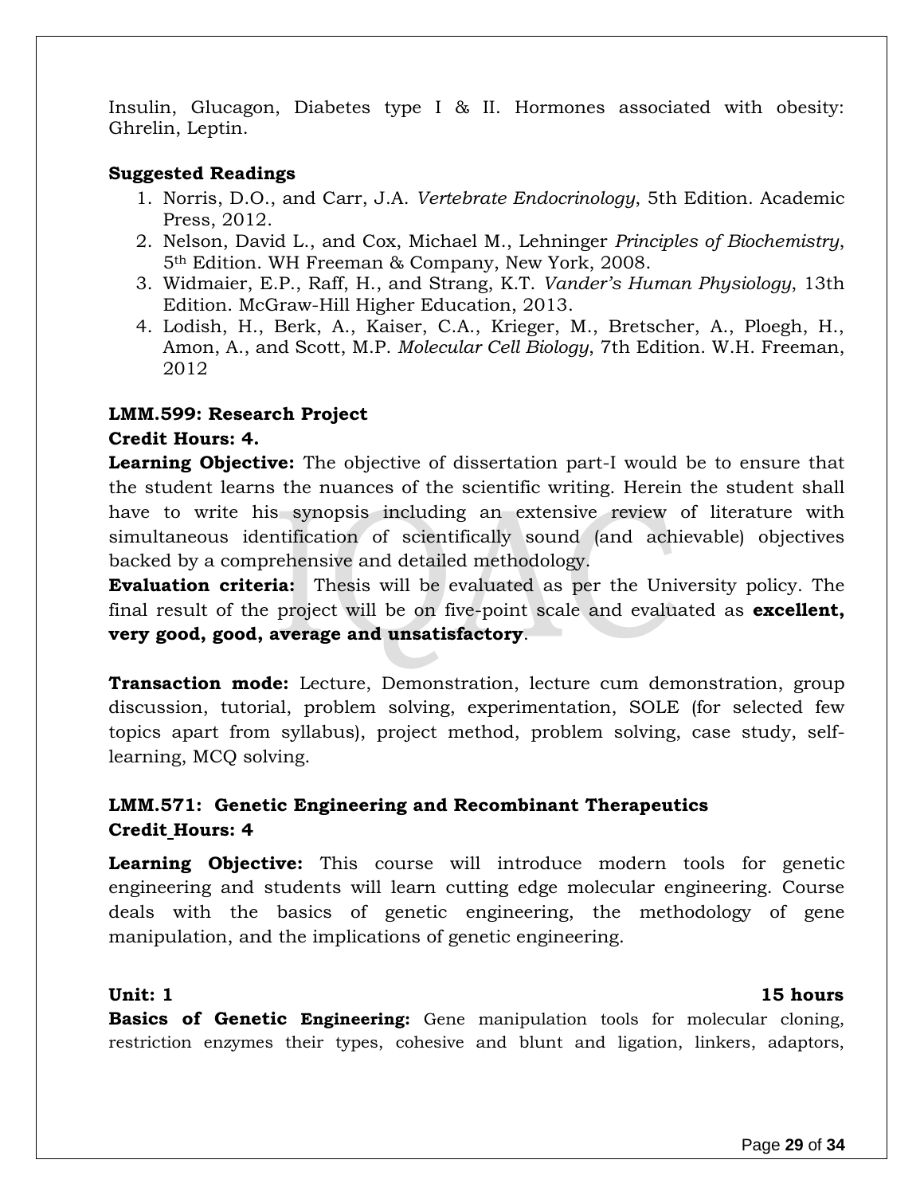Insulin, Glucagon, Diabetes type I & II. Hormones associated with obesity: Ghrelin, Leptin.

**Suggested Readings**

1. Norris, D.O., and Carr, J.A. *Vertebrate Endocrinology*, 5th Edition. Academic Press, 2012.
2. Nelson, David L., and Cox, Michael M., Lehninger *Principles of Biochemistry*, 5th Edition. WH Freeman & Company, New York, 2008.
3. Widmaier, E.P., Raff, H., and Strang, K.T. *Vander's Human Physiology*, 13th Edition. McGraw-Hill Higher Education, 2013.
4. Lodish, H., Berk, A., Kaiser, C.A., Krieger, M., Bretscher, A., Ploegh, H., Amon, A., and Scott, M.P. *Molecular Cell Biology*, 7th Edition. W.H. Freeman, 2012

**LMM.599: Research Project**

**Credit Hours: 4.**

**Learning Objective:** The objective of dissertation part-I would be to ensure that the student learns the nuances of the scientific writing. Herein the student shall have to write his synopsis including an extensive review of literature with simultaneous identification of scientifically sound (and achievable) objectives backed by a comprehensive and detailed methodology.

**Evaluation criteria:** Thesis will be evaluated as per the University policy. The final result of the project will be on five-point scale and evaluated as **excellent, very good, good, average and unsatisfactory**.

**Transaction mode:** Lecture, Demonstration, lecture cum demonstration, group discussion, tutorial, problem solving, experimentation, SOLE (for selected few topics apart from syllabus), project method, problem solving, case study, self-learning, MCQ solving.

**LMM.571: Genetic Engineering and Recombinant Therapeutics**

**Credit Hours: 4**

**Learning Objective:** This course will introduce modern tools for genetic engineering and students will learn cutting edge molecular engineering. Course deals with the basics of genetic engineering, the methodology of gene manipulation, and the implications of genetic engineering.

**Unit: 1** **15 hours**

**Basics of Genetic Engineering:** Gene manipulation tools for molecular cloning, restriction enzymes their types, cohesive and blunt and ligation, linkers, adaptors,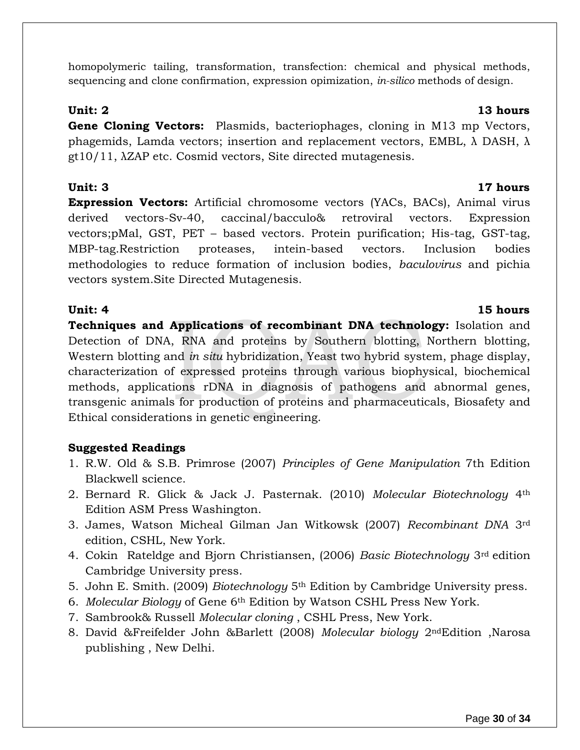homopolymeric tailing, transformation, transfection: chemical and physical methods, sequencing and clone confirmation, expression opimization, *in-silico* methods of design.

**Unit: 2** **13 hours**

**Gene Cloning Vectors:** Plasmids, bacteriophages, cloning in M13 mp Vectors, phagemids, Lamda vectors; insertion and replacement vectors, EMBL, λ DASH, λ gt10/11, λZAP etc. Cosmid vectors, Site directed mutagenesis.

**Unit: 3** **17 hours**

**Expression Vectors:** Artificial chromosome vectors (YACs, BACs), Animal virus derived vectors-Sv-40, caccinal/bacculo& retroviral vectors. Expression vectors;pMal, GST, PET – based vectors. Protein purification; His-tag, GST-tag, MBP-tag.Restriction proteases, intein-based vectors. Inclusion bodies methodologies to reduce formation of inclusion bodies, *baculovirus* and pichia vectors system.Site Directed Mutagenesis.

**Unit: 4** **15 hours**

**Techniques and Applications of recombinant DNA technology:** Isolation and Detection of DNA, RNA and proteins by Southern blotting, Northern blotting, Western blotting and *in situ* hybridization, Yeast two hybrid system, phage display, characterization of expressed proteins through various biophysical, biochemical methods, applications rDNA in diagnosis of pathogens and abnormal genes, transgenic animals for production of proteins and pharmaceuticals, Biosafety and Ethical considerations in genetic engineering.

**Suggested Readings**

1. R.W. Old & S.B. Primrose (2007) *Principles of Gene Manipulation* 7th Edition Blackwell science.
2. Bernard R. Glick & Jack J. Pasternak. (2010) *Molecular Biotechnology* 4th Edition ASM Press Washington.
3. James, Watson Micheal Gilman Jan Witkowsk (2007) *Recombinant DNA* 3rd edition, CSHL, New York.
4. Cokin Rateldge and Bjorn Christiansen, (2006) *Basic Biotechnology* 3rd edition Cambridge University press.
5. John E. Smith. (2009) *Biotechnology* 5th Edition by Cambridge University press.
6. *Molecular Biology* of Gene 6th Edition by Watson CSHL Press New York.
7. Sambrook& Russell *Molecular cloning* , CSHL Press, New York.
8. David &Freifelder John &Barlett (2008) *Molecular biology* 2ndEdition ,Narosa publishing , New Delhi.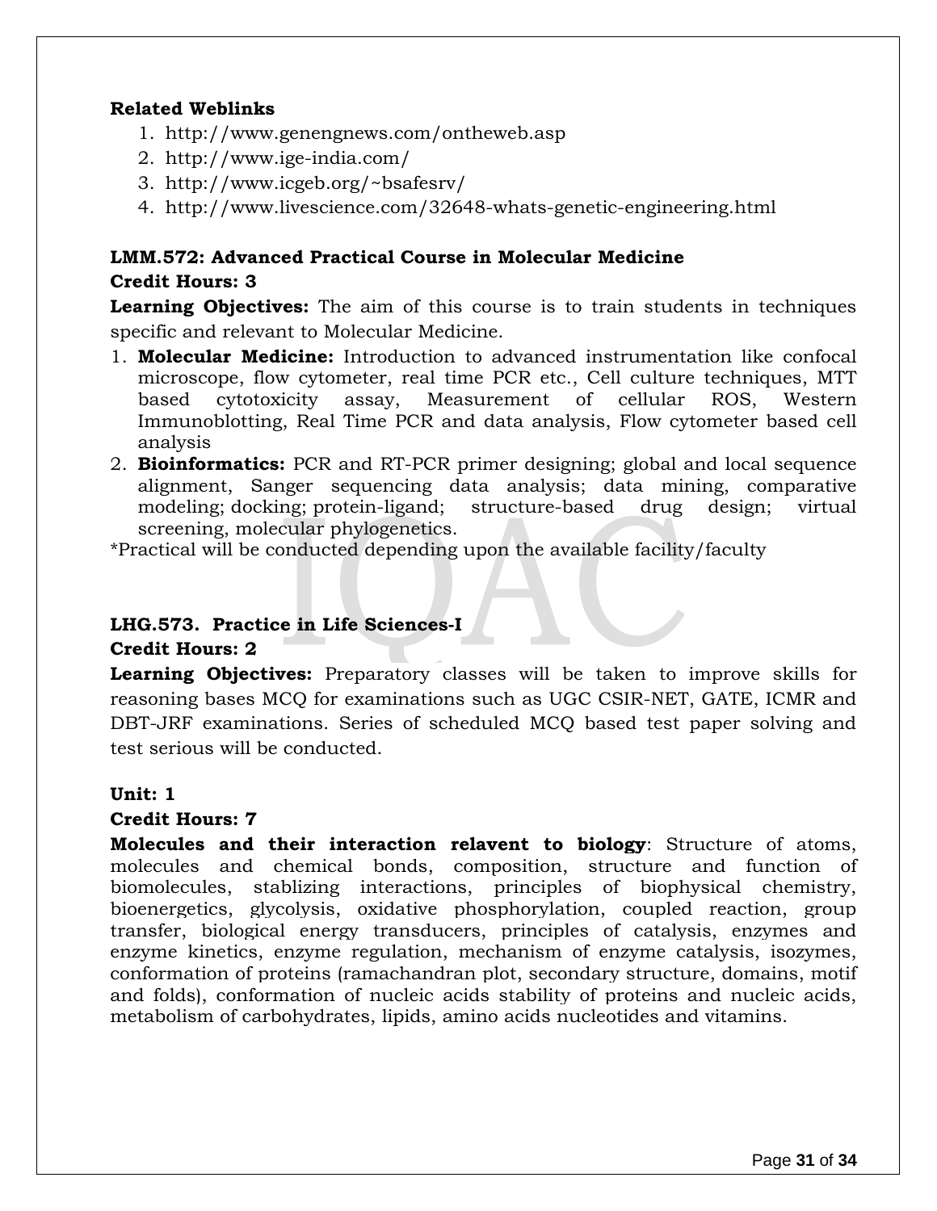**Related Weblinks**

1. http://www.genengnews.com/ontheweb.asp
2. http://www.ige-india.com/
3. http://www.icgeb.org/~bsafesrv/
4. http://www.livescience.com/32648-whats-genetic-engineering.html

**LMM.572: Advanced Practical Course in Molecular Medicine**

**Credit Hours: 3**

**Learning Objectives:** The aim of this course is to train students in techniques specific and relevant to Molecular Medicine.

1. **Molecular Medicine:** Introduction to advanced instrumentation like confocal microscope, flow cytometer, real time PCR etc., Cell culture techniques, MTT based cytotoxicity assay, Measurement of cellular ROS, Western Immunoblotting, Real Time PCR and data analysis, Flow cytometer based cell analysis
2. **Bioinformatics:** PCR and RT-PCR primer designing; global and local sequence alignment, Sanger sequencing data analysis; data mining, comparative modeling; docking; protein-ligand; structure-based drug design; virtual screening, molecular phylogenetics.

*Practical will be conducted depending upon the available facility/faculty

**LHG.573. Practice in Life Sciences-I**

**Credit Hours: 2**

**Learning Objectives:** Preparatory classes will be taken to improve skills for reasoning bases MCQ for examinations such as UGC CSIR-NET, GATE, ICMR and DBT-JRF examinations. Series of scheduled MCQ based test paper solving and test serious will be conducted.

**Unit: 1**

**Credit Hours: 7**

**Molecules and their interaction relavent to biology**: Structure of atoms, molecules and chemical bonds, composition, structure and function of biomolecules, stablizing interactions, principles of biophysical chemistry, bioenergetics, glycolysis, oxidative phosphorylation, coupled reaction, group transfer, biological energy transducers, principles of catalysis, enzymes and enzyme kinetics, enzyme regulation, mechanism of enzyme catalysis, isozymes, conformation of proteins (ramachandran plot, secondary structure, domains, motif and folds), conformation of nucleic acids stability of proteins and nucleic acids, metabolism of carbohydrates, lipids, amino acids nucleotides and vitamins.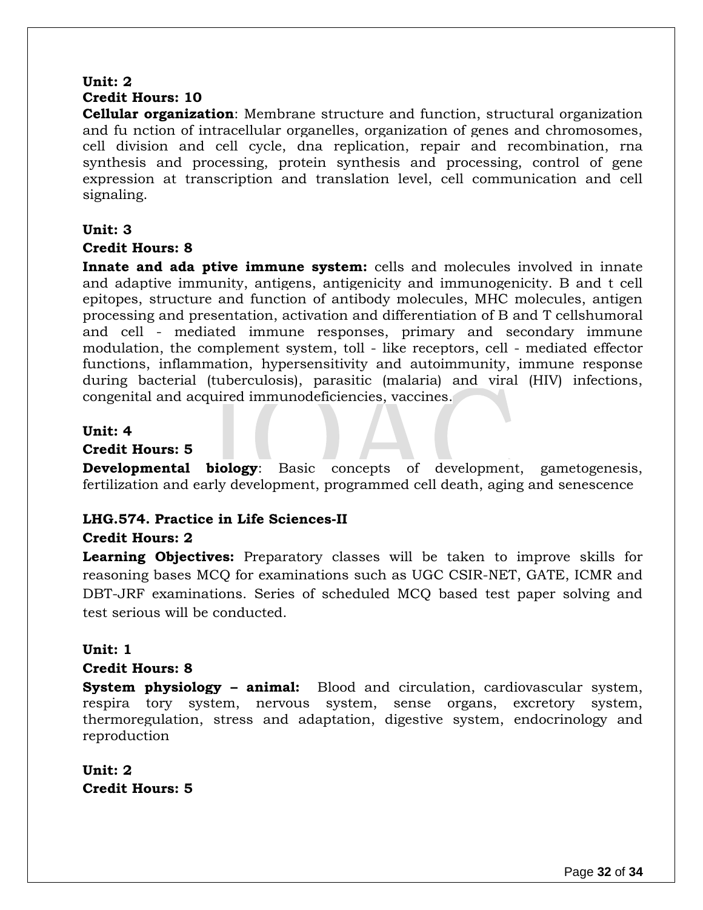**Unit: 2**

**Credit Hours: 10**

**Cellular organization**: Membrane structure and function, structural organization and fu nction of intracellular organelles, organization of genes and chromosomes, cell division and cell cycle, dna replication, repair and recombination, rna synthesis and processing, protein synthesis and processing, control of gene expression at transcription and translation level, cell communication and cell signaling.

**Unit: 3**

**Credit Hours: 8**

**Innate and ada ptive immune system:** cells and molecules involved in innate and adaptive immunity, antigens, antigenicity and immunogenicity. B and t cell epitopes, structure and function of antibody molecules, MHC molecules, antigen processing and presentation, activation and differentiation of B and T cellshumoral and cell - mediated immune responses, primary and secondary immune modulation, the complement system, toll - like receptors, cell - mediated effector functions, inflammation, hypersensitivity and autoimmunity, immune response during bacterial (tuberculosis), parasitic (malaria) and viral (HIV) infections, congenital and acquired immunodeficiencies, vaccines.

**Unit: 4**

**Credit Hours: 5**

**Developmental biology**: Basic concepts of development, gametogenesis, fertilization and early development, programmed cell death, aging and senescence

**LHG.574. Practice in Life Sciences-II**

**Credit Hours: 2**

**Learning Objectives:** Preparatory classes will be taken to improve skills for reasoning bases MCQ for examinations such as UGC CSIR-NET, GATE, ICMR and DBT-JRF examinations. Series of scheduled MCQ based test paper solving and test serious will be conducted.

**Unit: 1**

**Credit Hours: 8**

**System physiology – animal:** Blood and circulation, cardiovascular system, respira tory system, nervous system, sense organs, excretory system, thermoregulation, stress and adaptation, digestive system, endocrinology and reproduction

**Unit: 2**

**Credit Hours: 5**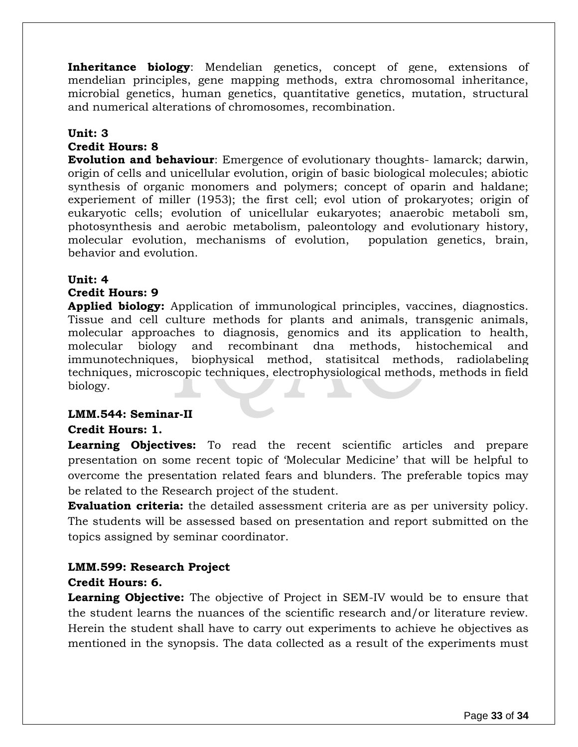**Inheritance biology**: Mendelian genetics, concept of gene, extensions of mendelian principles, gene mapping methods, extra chromosomal inheritance, microbial genetics, human genetics, quantitative genetics, mutation, structural and numerical alterations of chromosomes, recombination.

**Unit: 3**

**Credit Hours: 8**

**Evolution and behaviour**: Emergence of evolutionary thoughts- lamarck; darwin, origin of cells and unicellular evolution, origin of basic biological molecules; abiotic synthesis of organic monomers and polymers; concept of oparin and haldane; experiement of miller (1953); the first cell; evol ution of prokaryotes; origin of eukaryotic cells; evolution of unicellular eukaryotes; anaerobic metaboli sm, photosynthesis and aerobic metabolism, paleontology and evolutionary history, molecular evolution, mechanisms of evolution, population genetics, brain, behavior and evolution.

**Unit: 4**

**Credit Hours: 9**

**Applied biology:** Application of immunological principles, vaccines, diagnostics. Tissue and cell culture methods for plants and animals, transgenic animals, molecular approaches to diagnosis, genomics and its application to health, molecular biology and recombinant dna methods, histochemical and immunotechniques, biophysical method, statisitcal methods, radiolabeling techniques, microscopic techniques, electrophysiological methods, methods in field biology.

**LMM.544: Seminar-II**

**Credit Hours: 1.**

**Learning Objectives:** To read the recent scientific articles and prepare presentation on some recent topic of 'Molecular Medicine' that will be helpful to overcome the presentation related fears and blunders. The preferable topics may be related to the Research project of the student.

**Evaluation criteria:** the detailed assessment criteria are as per university policy. The students will be assessed based on presentation and report submitted on the topics assigned by seminar coordinator.

**LMM.599: Research Project**

**Credit Hours: 6.**

**Learning Objective:** The objective of Project in SEM-IV would be to ensure that the student learns the nuances of the scientific research and/or literature review. Herein the student shall have to carry out experiments to achieve he objectives as mentioned in the synopsis. The data collected as a result of the experiments must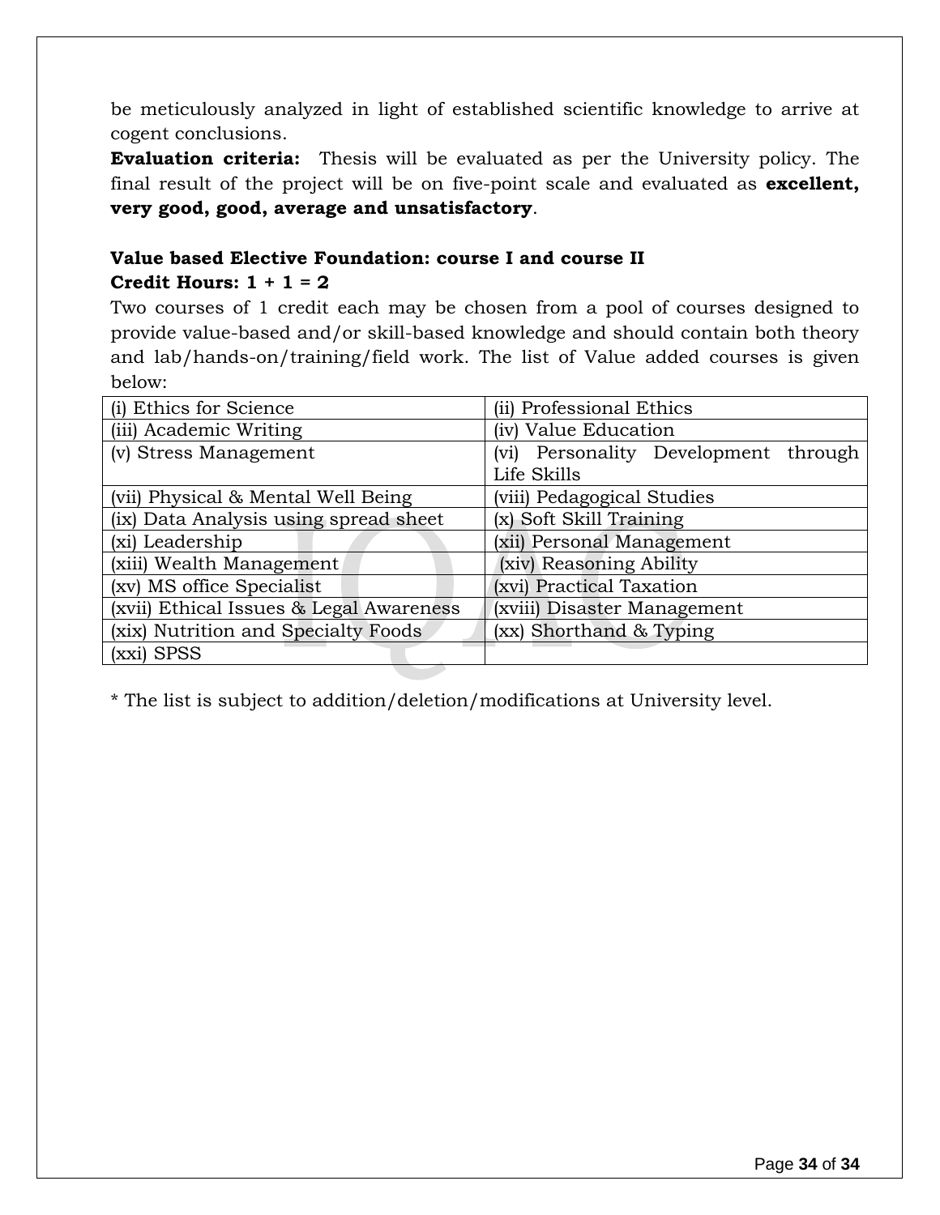be meticulously analyzed in light of established scientific knowledge to arrive at cogent conclusions.

**Evaluation criteria:** Thesis will be evaluated as per the University policy. The final result of the project will be on five-point scale and evaluated as **excellent, very good, good, average and unsatisfactory**.

**Value based Elective Foundation: course I and course II**

**Credit Hours: 1 + 1 = 2**

Two courses of 1 credit each may be chosen from a pool of courses designed to provide value-based and/or skill-based knowledge and should contain both theory and lab/hands-on/training/field work. The list of Value added courses is given below:

| | |
|---|---|
| (i) Ethics for Science | (ii) Professional Ethics |
| (iii) Academic Writing | (iv) Value Education |
| (v) Stress Management | (vi) Personality Development through Life Skills |
| (vii) Physical & Mental Well Being | (viii) Pedagogical Studies |
| (ix) Data Analysis using spread sheet | (x) Soft Skill Training |
| (xi) Leadership | (xii) Personal Management |
| (xiii) Wealth Management | (xiv) Reasoning Ability |
| (xv) MS office Specialist | (xvi) Practical Taxation |
| (xvii) Ethical Issues & Legal Awareness | (xviii) Disaster Management |
| (xix) Nutrition and Specialty Foods | (xx) Shorthand & Typing |
| (xxi) SPSS | |

* The list is subject to addition/deletion/modifications at University level.